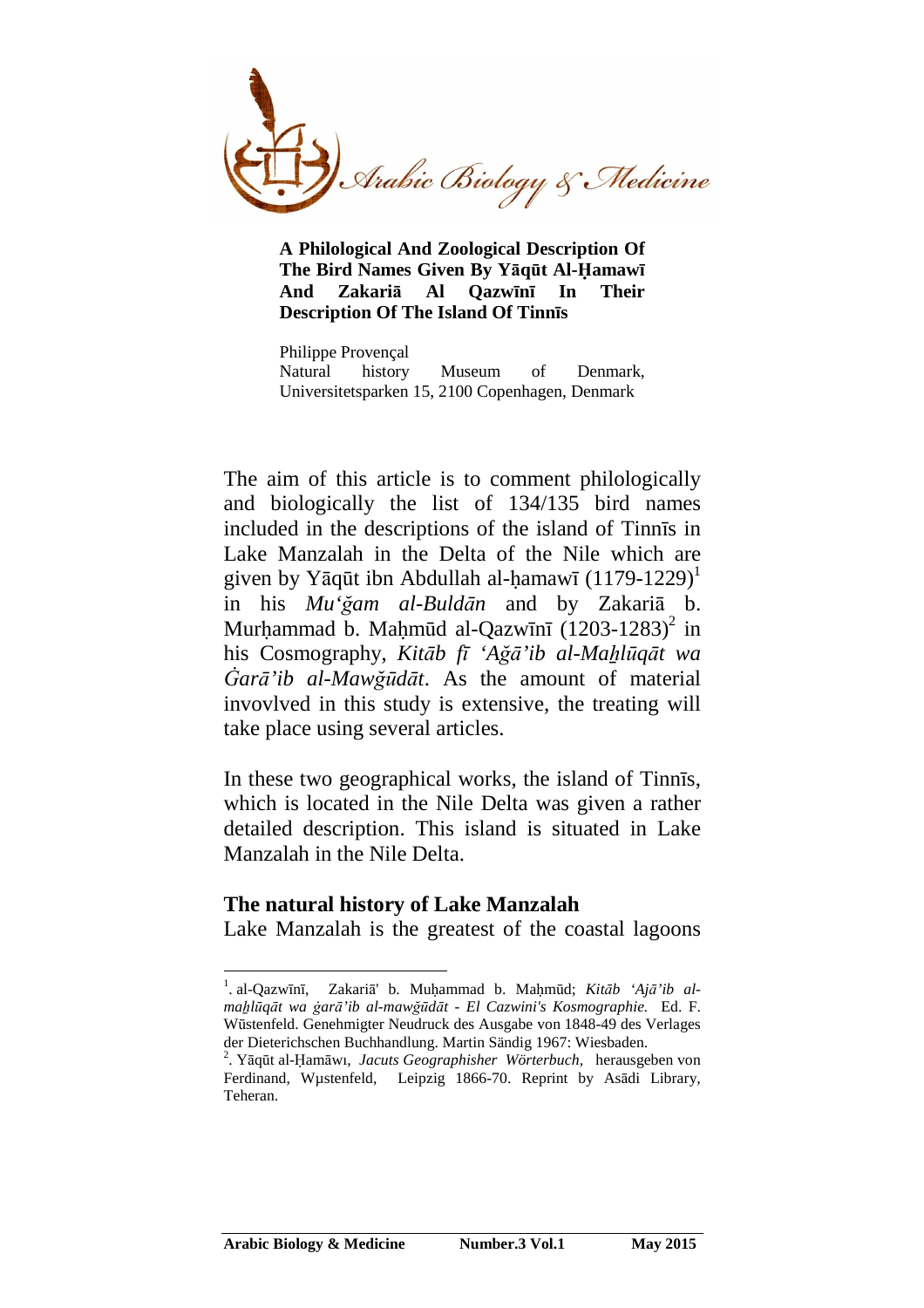# A Philological And Zoological Description Of The Bird Names Given By Yāqūt Al-Ḥamawī And Zakariā Al Qazwīnī In Their Description Of The Island Of Tinnīs

Philippe Provençal
Natural history Museum of Denmark, Universitetsparken 15, 2100 Copenhagen, Denmark

The aim of this article is to comment philologically and biologically the list of 134/135 bird names included in the descriptions of the island of Tinnīs in Lake Manzalah in the Delta of the Nile which are given by Yāqūt ibn Abdullah al-ḥamawī (1179-1229)[1] in his *Mu'ğam al-Buldān* and by Zakariā b. Murḥammad b. Maḥmūd al-Qazwīnī (1203-1283)[2] in his Cosmography, *Kitāb fī 'Ağā'ib al-Maḫlūqāt wa Ġarā'ib al-Mawğūdāt*. As the amount of material invovlved in this study is extensive, the treating will take place using several articles.

In these two geographical works, the island of Tinnīs, which is located in the Nile Delta was given a rather detailed description. This island is situated in Lake Manzalah in the Nile Delta.

## The natural history of Lake Manzalah

Lake Manzalah is the greatest of the coastal lagoons

---

[1]. al-Qazwīnī, Zakariā' b. Muḥammad b. Maḥmūd; *Kitāb 'Ajā'ib al-maḫlūqāt wa ġarā'ib al-mawğūdāt - El Cazwini's Kosmographie.* Ed. F. Wüstenfeld. Genehmigter Neudruck des Ausgabe von 1848-49 des Verlages der Dieterichschen Buchhandlung. Martin Sändig 1967: Wiesbaden.

[2]. Yāqūt al-Ḥamāwı, *Jacuts Geographisher Wörterbuch,* herausgeben von Ferdinand, Wμstenfeld, Leipzig 1866-70. Reprint by Asādi Library, Teheran.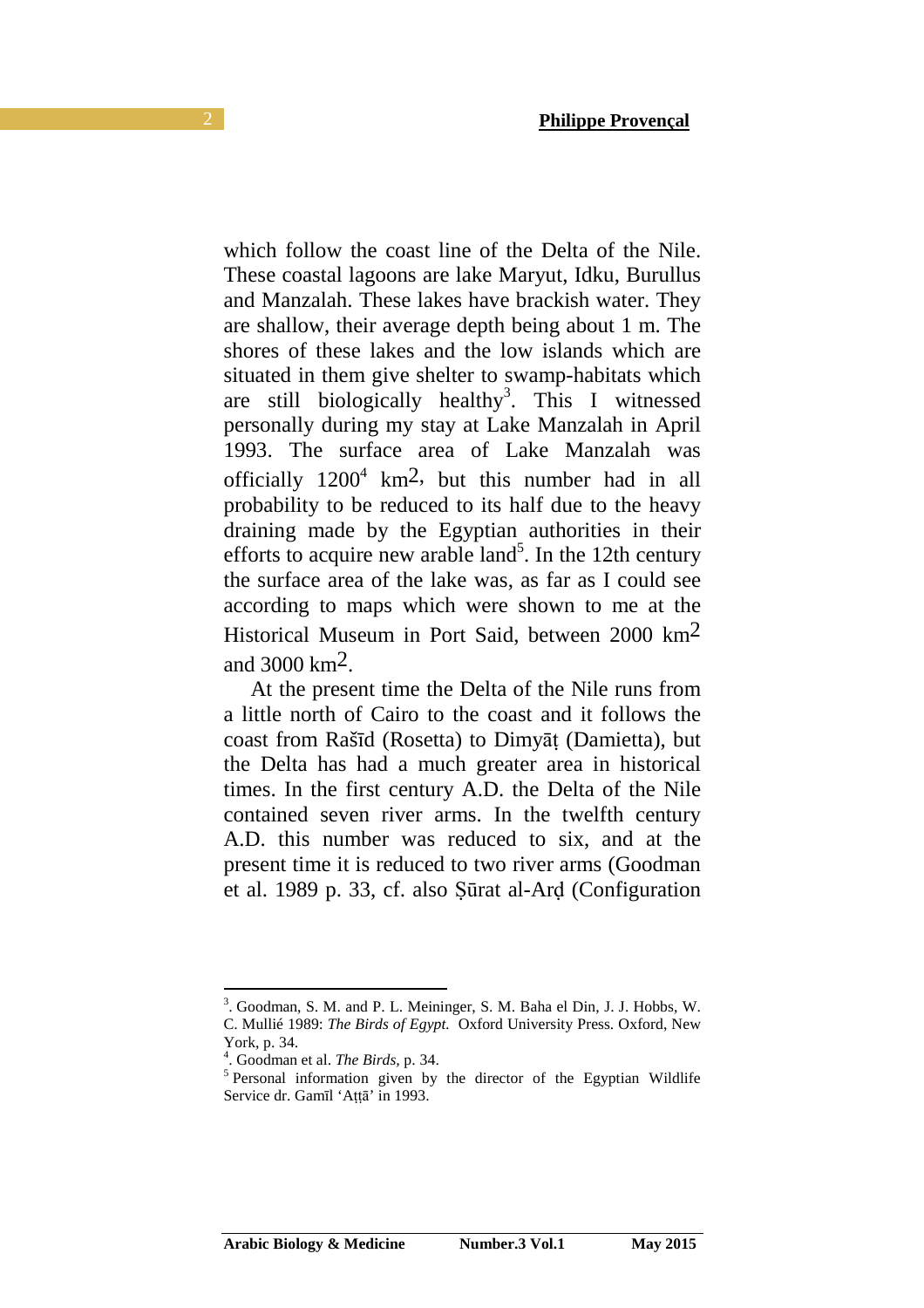which follow the coast line of the Delta of the Nile. These coastal lagoons are lake Maryut, Idku, Burullus and Manzalah. These lakes have brackish water. They are shallow, their average depth being about 1 m. The shores of these lakes and the low islands which are situated in them give shelter to swamp-habitats which are still biologically healthy[3]. This I witnessed personally during my stay at Lake Manzalah in April 1993. The surface area of Lake Manzalah was officially 1200[4] $km^2$, but this number had in all probability to be reduced to its half due to the heavy draining made by the Egyptian authorities in their efforts to acquire new arable land[5]. In the 12th century the surface area of the lake was, as far as I could see according to maps which were shown to me at the Historical Museum in Port Said, between 2000 $km^2$ and 3000 $km^2$.

At the present time the Delta of the Nile runs from a little north of Cairo to the coast and it follows the coast from Rašīd (Rosetta) to Dimyāṭ (Damietta), but the Delta has had a much greater area in historical times. In the first century A.D. the Delta of the Nile contained seven river arms. In the twelfth century A.D. this number was reduced to six, and at the present time it is reduced to two river arms (Goodman et al. 1989 p. 33, cf. also Ṣūrat al-Arḍ (Configuration

---

[3]. Goodman, S. M. and P. L. Meininger, S. M. Baha el Din, J. J. Hobbs, W. C. Mullié 1989: *The Birds of Egypt.* Oxford University Press. Oxford, New York, p. 34.

[4]. Goodman et al. *The Birds,* p. 34.

[5] Personal information given by the director of the Egyptian Wildlife Service dr. Gamīl 'Aṭṭā' in 1993.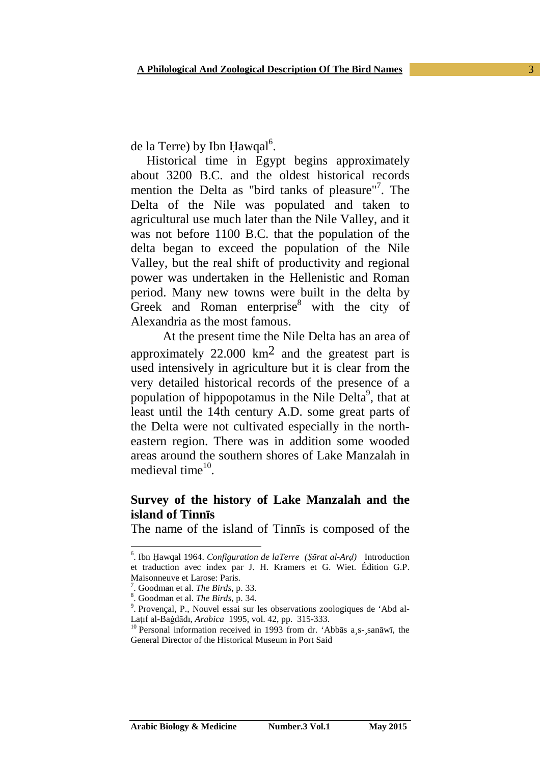de la Terre) by Ibn Ḥawqal[6].

Historical time in Egypt begins approximately about 3200 B.C. and the oldest historical records mention the Delta as "bird tanks of pleasure"[7]. The Delta of the Nile was populated and taken to agricultural use much later than the Nile Valley, and it was not before 1100 B.C. that the population of the delta began to exceed the population of the Nile Valley, but the real shift of productivity and regional power was undertaken in the Hellenistic and Roman period. Many new towns were built in the delta by Greek and Roman enterprise[8] with the city of Alexandria as the most famous.

At the present time the Nile Delta has an area of approximately 22.000 $km^2$ and the greatest part is used intensively in agriculture but it is clear from the very detailed historical records of the presence of a population of hippopotamus in the Nile Delta[9], that at least until the 14th century A.D. some great parts of the Delta were not cultivated especially in the north-eastern region. There was in addition some wooded areas around the southern shores of Lake Manzalah in medieval time[10].

## Survey of the history of Lake Manzalah and the island of Tinnīs

The name of the island of Tinnīs is composed of the

---

6. Ibn Ḥawqal 1964. *Configuration de laTerre (Ṣūrat al-Arḍ)* Introduction et traduction avec index par J. H. Kramers et G. Wiet. Édition G.P. Maisonneuve et Larose: Paris.

7. Goodman et al. *The Birds*, p. 33.

8. Goodman et al. *The Birds*, p. 34.

9. Provençal, P., Nouvel essai sur les observations zoologiques de 'Abd al-Laṭīf al-Baġdādı, *Arabica* 1995, vol. 42, pp. 315-333.

10 Personal information received in 1993 from dr. 'Abbās a¸s-¸sanāwī, the General Director of the Historical Museum in Port Said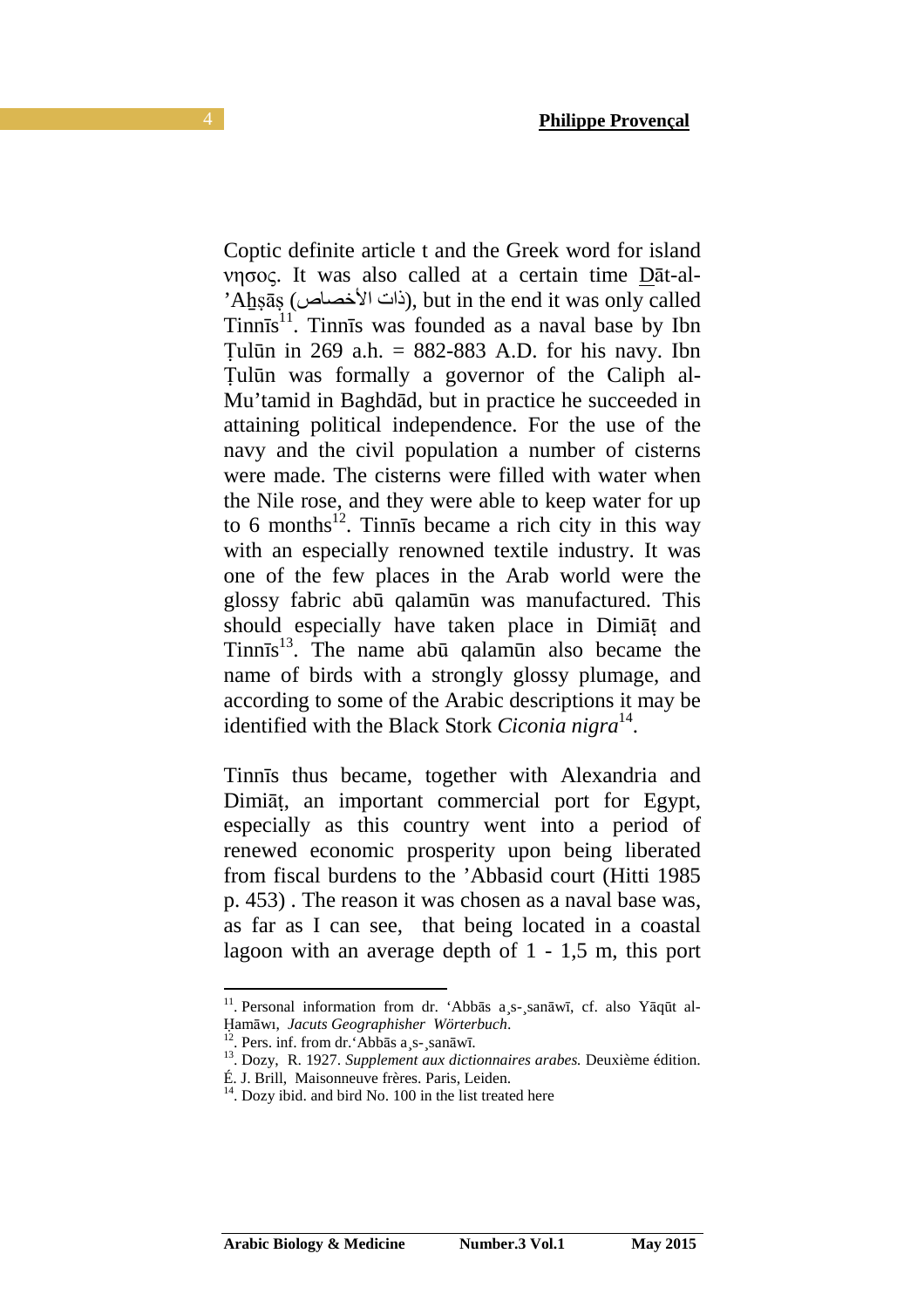Coptic definite article t and the Greek word for island νησος. It was also called at a certain time D̲āt-al-’Ah̲ṣāṣ (ذات الأخصاص), but in the end it was only called Tinnīs[11]. Tinnīs was founded as a naval base by Ibn Ṭulūn in 269 a.h. = 882-883 A.D. for his navy. Ibn Ṭulūn was formally a governor of the Caliph al-Mu’tamid in Baghdād, but in practice he succeeded in attaining political independence. For the use of the navy and the civil population a number of cisterns were made. The cisterns were filled with water when the Nile rose, and they were able to keep water for up to 6 months[12]. Tinnīs became a rich city in this way with an especially renowned textile industry. It was one of the few places in the Arab world were the glossy fabric abū qalamūn was manufactured. This should especially have taken place in Dimiāṭ and Tinnīs[13]. The name abū qalamūn also became the name of birds with a strongly glossy plumage, and according to some of the Arabic descriptions it may be identified with the Black Stork *Ciconia nigra*[14].

Tinnīs thus became, together with Alexandria and Dimiāṭ, an important commercial port for Egypt, especially as this country went into a period of renewed economic prosperity upon being liberated from fiscal burdens to the ’Abbasid court (Hitti 1985 p. 453) . The reason it was chosen as a naval base was, as far as I can see, that being located in a coastal lagoon with an average depth of 1 - 1,5 m, this port

---

[11]. Personal information from dr. ‘Abbās a¸s-¸sanāwī, cf. also Yāqūt al-Ḥamāwı, *Jacuts Geographisher Wörterbuch*.

[12]. Pers. inf. from dr.‘Abbās a¸s-¸sanāwī.

[13]. Dozy, R. 1927. *Supplement aux dictionnaires arabes.* Deuxième édition. É. J. Brill, Maisonneuve frères. Paris, Leiden.

[14]. Dozy ibid. and bird No. 100 in the list treated here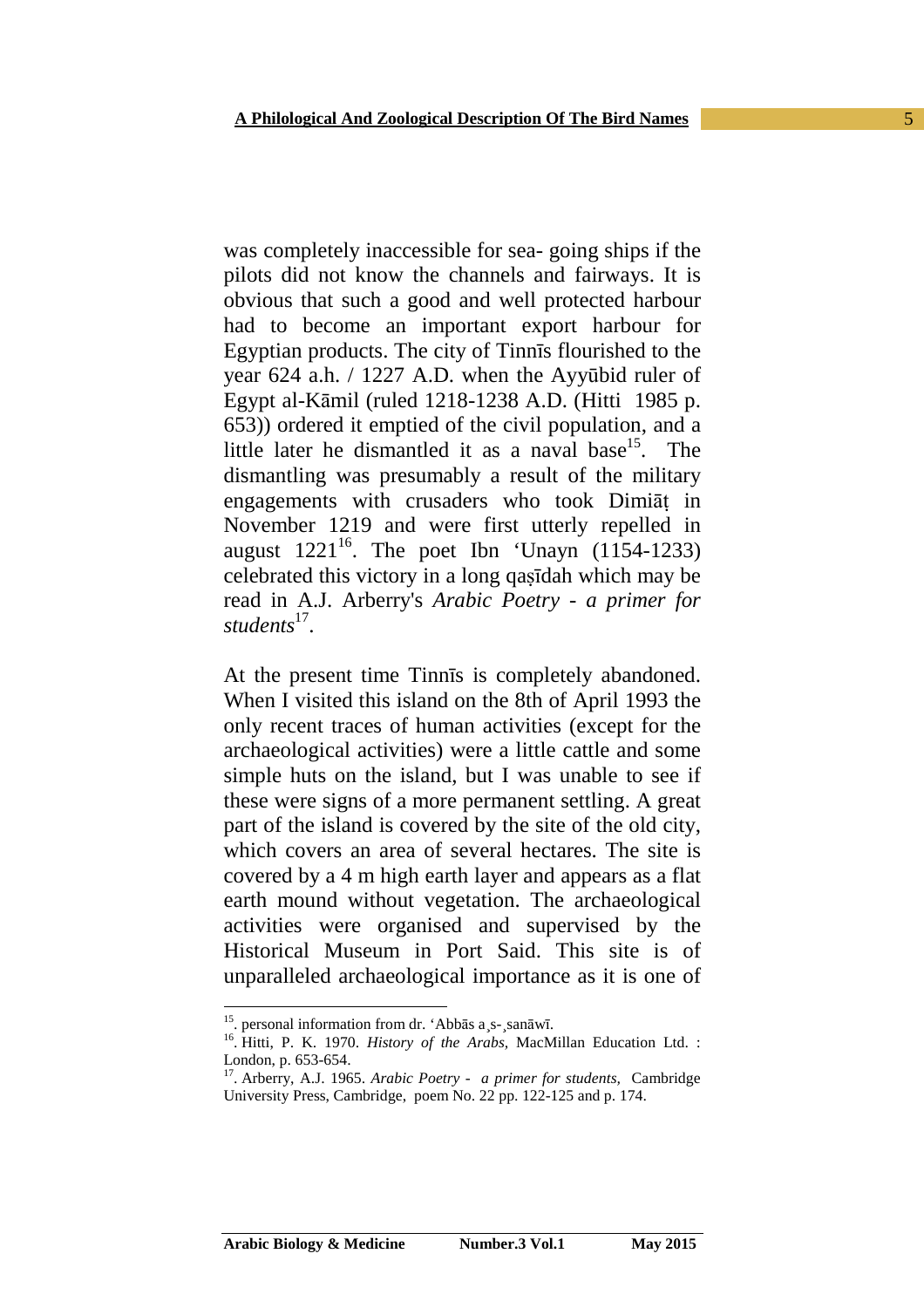was completely inaccessible for sea- going ships if the pilots did not know the channels and fairways. It is obvious that such a good and well protected harbour had to become an important export harbour for Egyptian products. The city of Tinnīs flourished to the year 624 a.h. / 1227 A.D. when the Ayyūbid ruler of Egypt al-Kāmil (ruled 1218-1238 A.D. (Hitti 1985 p. 653)) ordered it emptied of the civil population, and a little later he dismantled it as a naval base[15]. The dismantling was presumably a result of the military engagements with crusaders who took Dimiāṭ in November 1219 and were first utterly repelled in august 1221[16]. The poet Ibn ‘Unayn (1154-1233) celebrated this victory in a long qaṣīdah which may be read in A.J. Arberry's *Arabic Poetry - a primer for students*[17].

At the present time Tinnīs is completely abandoned. When I visited this island on the 8th of April 1993 the only recent traces of human activities (except for the archaeological activities) were a little cattle and some simple huts on the island, but I was unable to see if these were signs of a more permanent settling. A great part of the island is covered by the site of the old city, which covers an area of several hectares. The site is covered by a 4 m high earth layer and appears as a flat earth mound without vegetation. The archaeological activities were organised and supervised by the Historical Museum in Port Said. This site is of unparalleled archaeological importance as it is one of

---

[15]. personal information from dr. ‘Abbās a¸s-¸sanāwī.

[16]. Hitti, P. K. 1970. *History of the Arabs,* MacMillan Education Ltd. : London, p. 653-654.

[17]. Arberry, A.J. 1965. *Arabic Poetry - a primer for students,* Cambridge University Press, Cambridge, poem No. 22 pp. 122-125 and p. 174.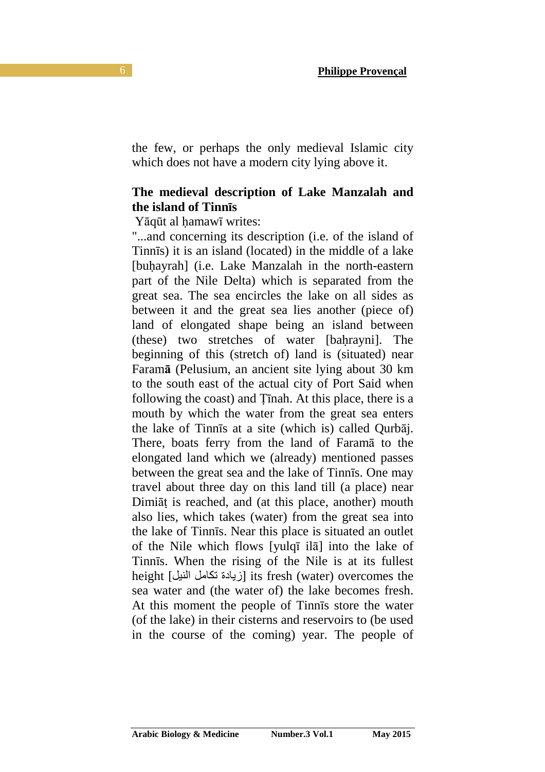the few, or perhaps the only medieval Islamic city which does not have a modern city lying above it.

## The medieval description of Lake Manzalah and the island of Tinnīs

Yāqūt al ḥamawī writes:

"...and concerning its description (i.e. of the island of Tinnīs) it is an island (located) in the middle of a lake [buḥayrah] (i.e. Lake Manzalah in the north-eastern part of the Nile Delta) which is separated from the great sea. The sea encircles the lake on all sides as between it and the great sea lies another (piece of) land of elongated shape being an island between (these) two stretches of water [baḥrayni]. The beginning of this (stretch of) land is (situated) near Faram**ā** (Pelusium, an ancient site lying about 30 km to the south east of the actual city of Port Said when following the coast) and Ṭīnah. At this place, there is a mouth by which the water from the great sea enters the lake of Tinnīs at a site (which is) called Qurbāj. There, boats ferry from the land of Faramā to the elongated land which we (already) mentioned passes between the great sea and the lake of Tinnīs. One may travel about three day on this land till (a place) near Dimiāṭ is reached, and (at this place, another) mouth also lies, which takes (water) from the great sea into the lake of Tinnīs. Near this place is situated an outlet of the Nile which flows [yulqī ilā] into the lake of Tinnīs. When the rising of the Nile is at its fullest height [زيادة تكامل النيل] its fresh (water) overcomes the sea water and (the water of) the lake becomes fresh. At this moment the people of Tinnīs store the water (of the lake) in their cisterns and reservoirs to (be used in the course of the coming) year. The people of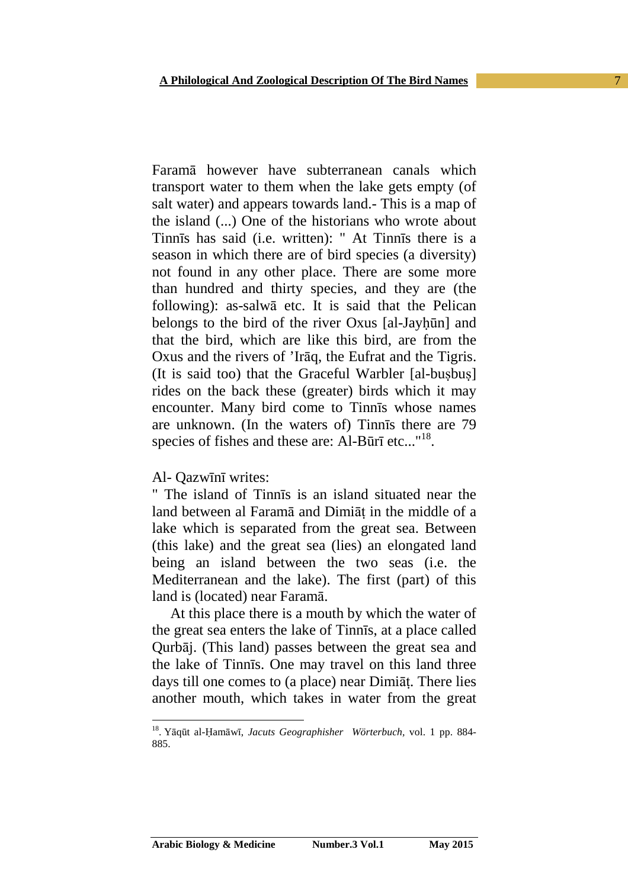Faramā however have subterranean canals which transport water to them when the lake gets empty (of salt water) and appears towards land.- This is a map of the island (...) One of the historians who wrote about Tinnīs has said (i.e. written): " At Tinnīs there is a season in which there are of bird species (a diversity) not found in any other place. There are some more than hundred and thirty species, and they are (the following): as-salwā etc. It is said that the Pelican belongs to the bird of the river Oxus [al-Jayḥūn] and that the bird, which are like this bird, are from the Oxus and the rivers of 'Irāq, the Eufrat and the Tigris. (It is said too) that the Graceful Warbler [al-buṣbuṣ] rides on the back these (greater) birds which it may encounter. Many bird come to Tinnīs whose names are unknown. (In the waters of) Tinnīs there are 79 species of fishes and these are: Al-Būrī etc..."[18].

Al- Qazwīnī writes:

" The island of Tinnīs is an island situated near the land between al Faramā and Dimiāṭ in the middle of a lake which is separated from the great sea. Between (this lake) and the great sea (lies) an elongated land being an island between the two seas (i.e. the Mediterranean and the lake). The first (part) of this land is (located) near Faramā.

At this place there is a mouth by which the water of the great sea enters the lake of Tinnīs, at a place called Qurbāj. (This land) passes between the great sea and the lake of Tinnīs. One may travel on this land three days till one comes to (a place) near Dimiāṭ. There lies another mouth, which takes in water from the great

---

[18]. Yāqūt al-Ḥamāwī, *Jacuts Geographisher Wörterbuch*, vol. 1 pp. 884-885.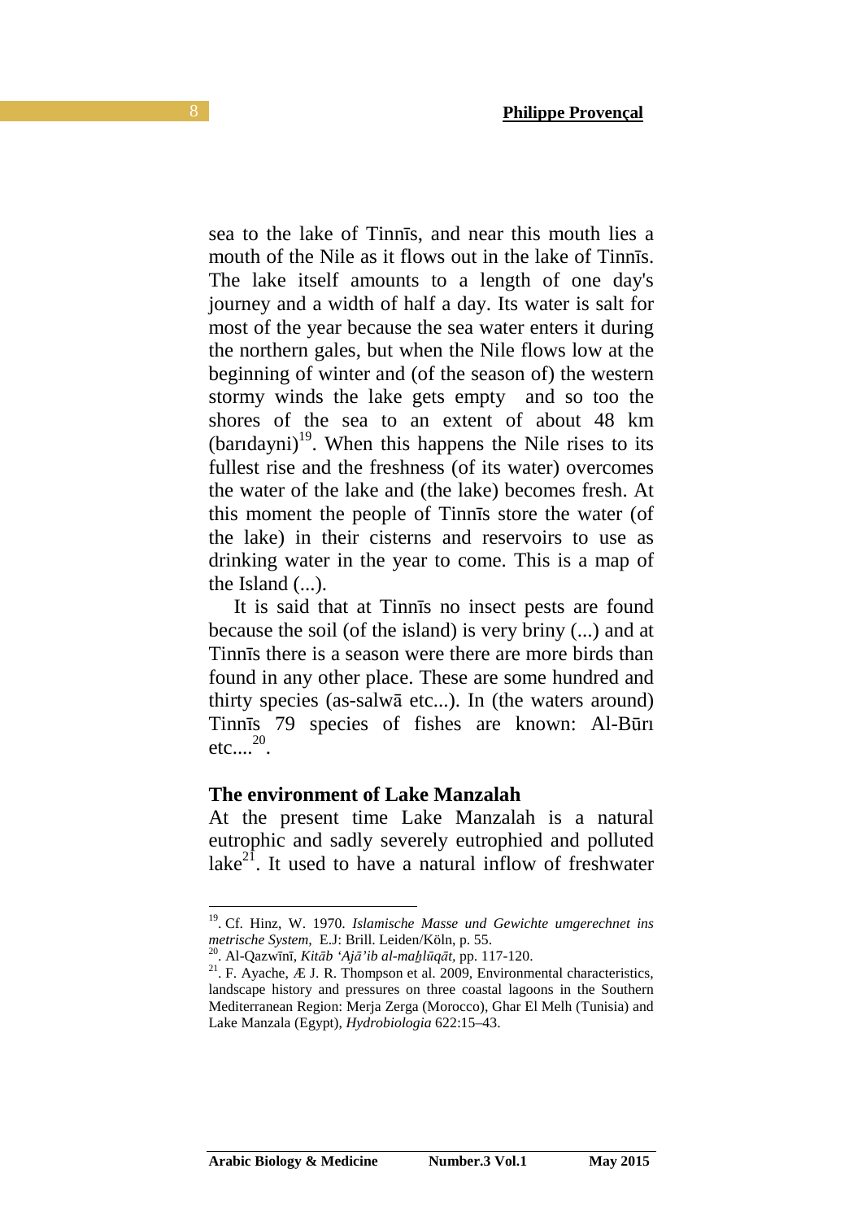sea to the lake of Tinnīs, and near this mouth lies a mouth of the Nile as it flows out in the lake of Tinnīs. The lake itself amounts to a length of one day's journey and a width of half a day. Its water is salt for most of the year because the sea water enters it during the northern gales, but when the Nile flows low at the beginning of winter and (of the season of) the western stormy winds the lake gets empty and so too the shores of the sea to an extent of about 48 km (barıdayni)[19]. When this happens the Nile rises to its fullest rise and the freshness (of its water) overcomes the water of the lake and (the lake) becomes fresh. At this moment the people of Tinnīs store the water (of the lake) in their cisterns and reservoirs to use as drinking water in the year to come. This is a map of the Island (...).

It is said that at Tinnīs no insect pests are found because the soil (of the island) is very briny (...) and at Tinnīs there is a season were there are more birds than found in any other place. These are some hundred and thirty species (as-salwā etc...). In (the waters around) Tinnīs 79 species of fishes are known: Al-Būrı etc....[20].

### The environment of Lake Manzalah

At the present time Lake Manzalah is a natural eutrophic and sadly severely eutrophied and polluted lake[21]. It used to have a natural inflow of freshwater

---

[19]. Cf. Hinz, W. 1970. *Islamische Masse und Gewichte umgerechnet ins metrische System*, E.J: Brill. Leiden/Köln, p. 55.

[20]. Al-Qazwīnī, *Kitāb 'Ajā'ib al-maẖlūqāt*, pp. 117-120.

[21]. F. Ayache, Æ J. R. Thompson et al. 2009, Environmental characteristics, landscape history and pressures on three coastal lagoons in the Southern Mediterranean Region: Merja Zerga (Morocco), Ghar El Melh (Tunisia) and Lake Manzala (Egypt), *Hydrobiologia* 622:15–43.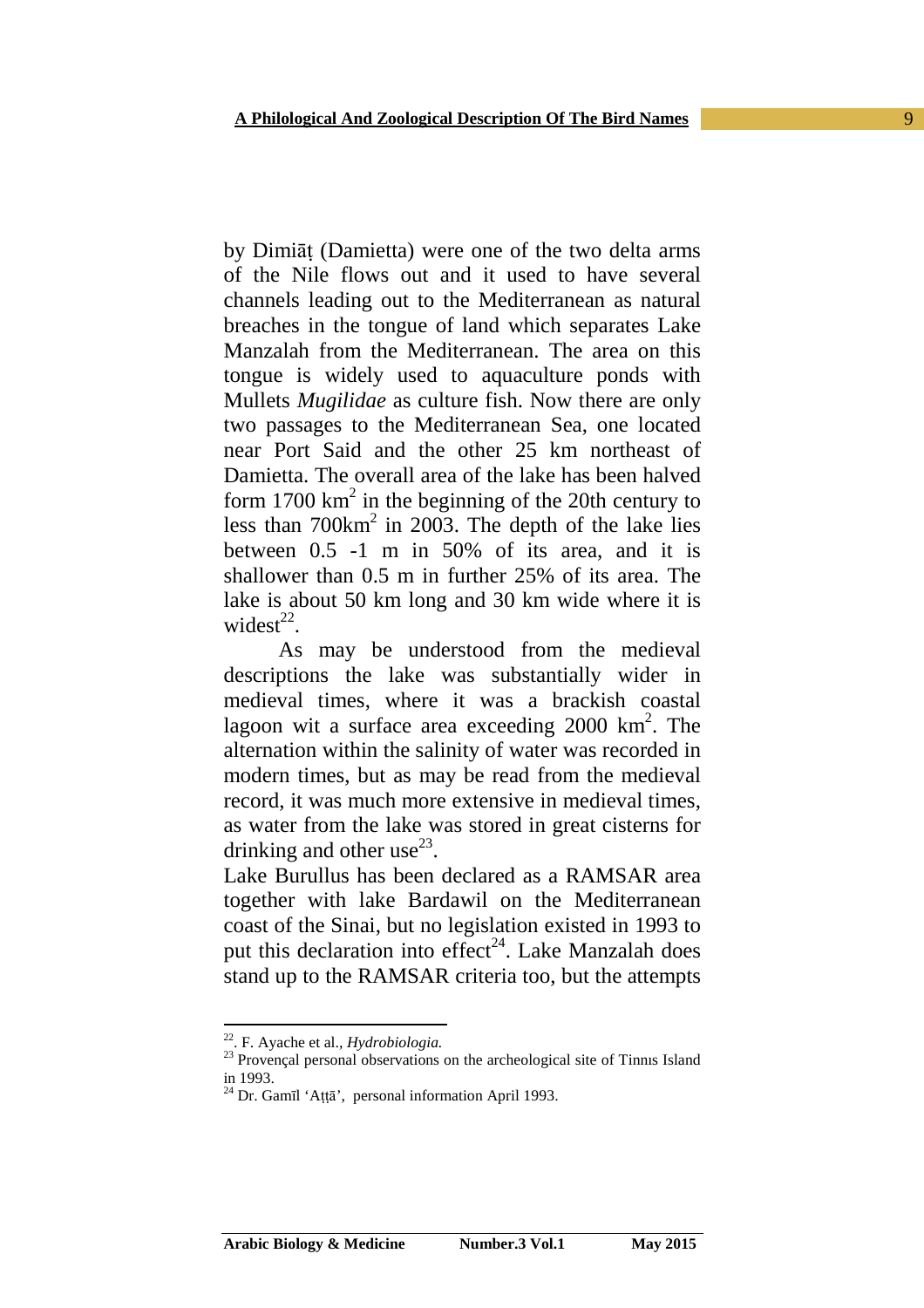by Dimiāṭ (Damietta) were one of the two delta arms of the Nile flows out and it used to have several channels leading out to the Mediterranean as natural breaches in the tongue of land which separates Lake Manzalah from the Mediterranean. The area on this tongue is widely used to aquaculture ponds with Mullets *Mugilidae* as culture fish. Now there are only two passages to the Mediterranean Sea, one located near Port Said and the other 25 km northeast of Damietta. The overall area of the lake has been halved form 1700 $km^2$ in the beginning of the 20th century to less than 700$km^2$ in 2003. The depth of the lake lies between 0.5 -1 m in 50% of its area, and it is shallower than 0.5 m in further 25% of its area. The lake is about 50 km long and 30 km wide where it is widest[22].

As may be understood from the medieval descriptions the lake was substantially wider in medieval times, where it was a brackish coastal lagoon wit a surface area exceeding 2000 $km^2$. The alternation within the salinity of water was recorded in modern times, but as may be read from the medieval record, it was much more extensive in medieval times, as water from the lake was stored in great cisterns for drinking and other use[23].

Lake Burullus has been declared as a RAMSAR area together with lake Bardawil on the Mediterranean coast of the Sinai, but no legislation existed in 1993 to put this declaration into effect[24]. Lake Manzalah does stand up to the RAMSAR criteria too, but the attempts

---

[22]. F. Ayache et al., *Hydrobiologia.*

[23] Provençal personal observations on the archeological site of Tinnıs Island in 1993.

[24] Dr. Gamīl 'Aṭṭā', personal information April 1993.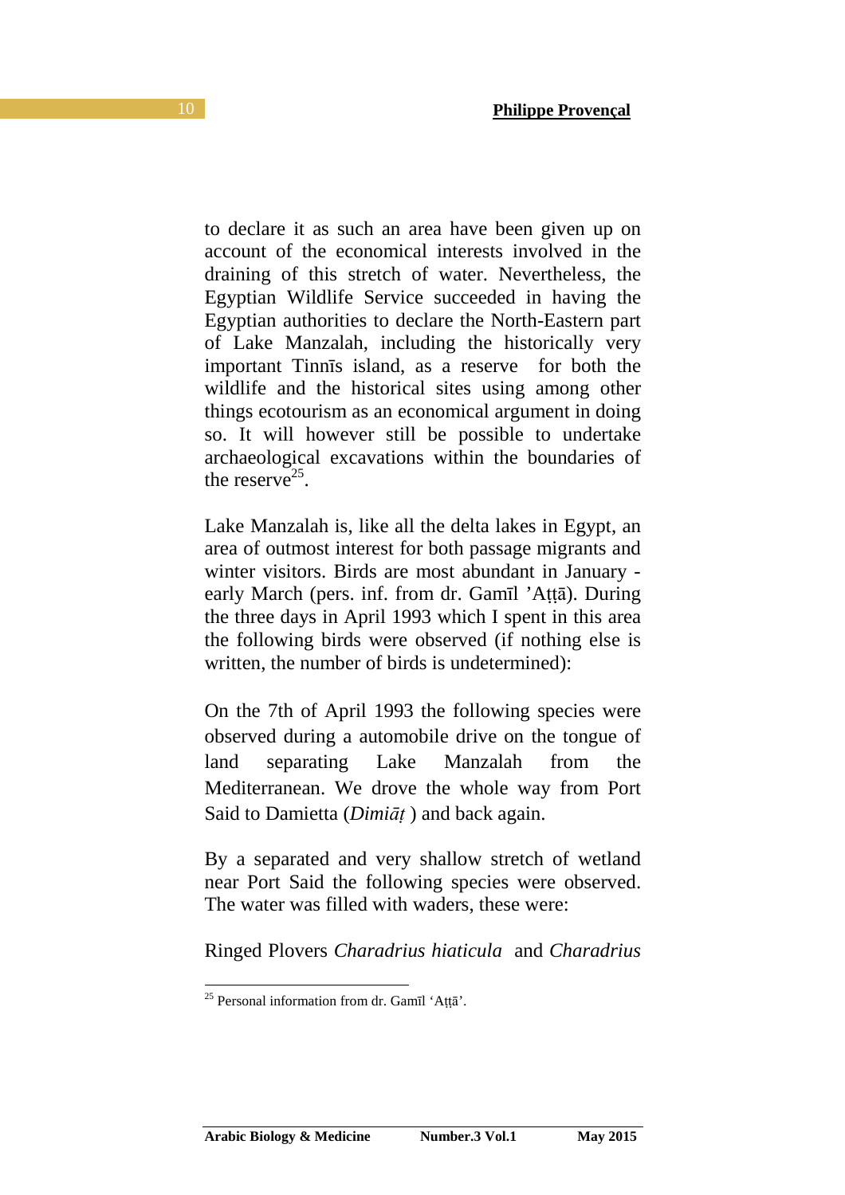to declare it as such an area have been given up on account of the economical interests involved in the draining of this stretch of water. Nevertheless, the Egyptian Wildlife Service succeeded in having the Egyptian authorities to declare the North-Eastern part of Lake Manzalah, including the historically very important Tinnīs island, as a reserve  for both the wildlife and the historical sites using among other things ecotourism as an economical argument in doing so. It will however still be possible to undertake archaeological excavations within the boundaries of the reserve[25].

Lake Manzalah is, like all the delta lakes in Egypt, an area of outmost interest for both passage migrants and winter visitors. Birds are most abundant in January - early March (pers. inf. from dr. Gamīl ’Aṭṭā). During the three days in April 1993 which I spent in this area the following birds were observed (if nothing else is written, the number of birds is undetermined):

On the 7th of April 1993 the following species were observed during a automobile drive on the tongue of land separating Lake Manzalah from the Mediterranean. We drove the whole way from Port Said to Damietta (*Dimiāṭ* ) and back again.

By a separated and very shallow stretch of wetland near Port Said the following species were observed. The water was filled with waders, these were:

Ringed Plovers *Charadrius hiaticula*  and *Charadrius*

[25] Personal information from dr. Gamīl ‘Aṭṭā’.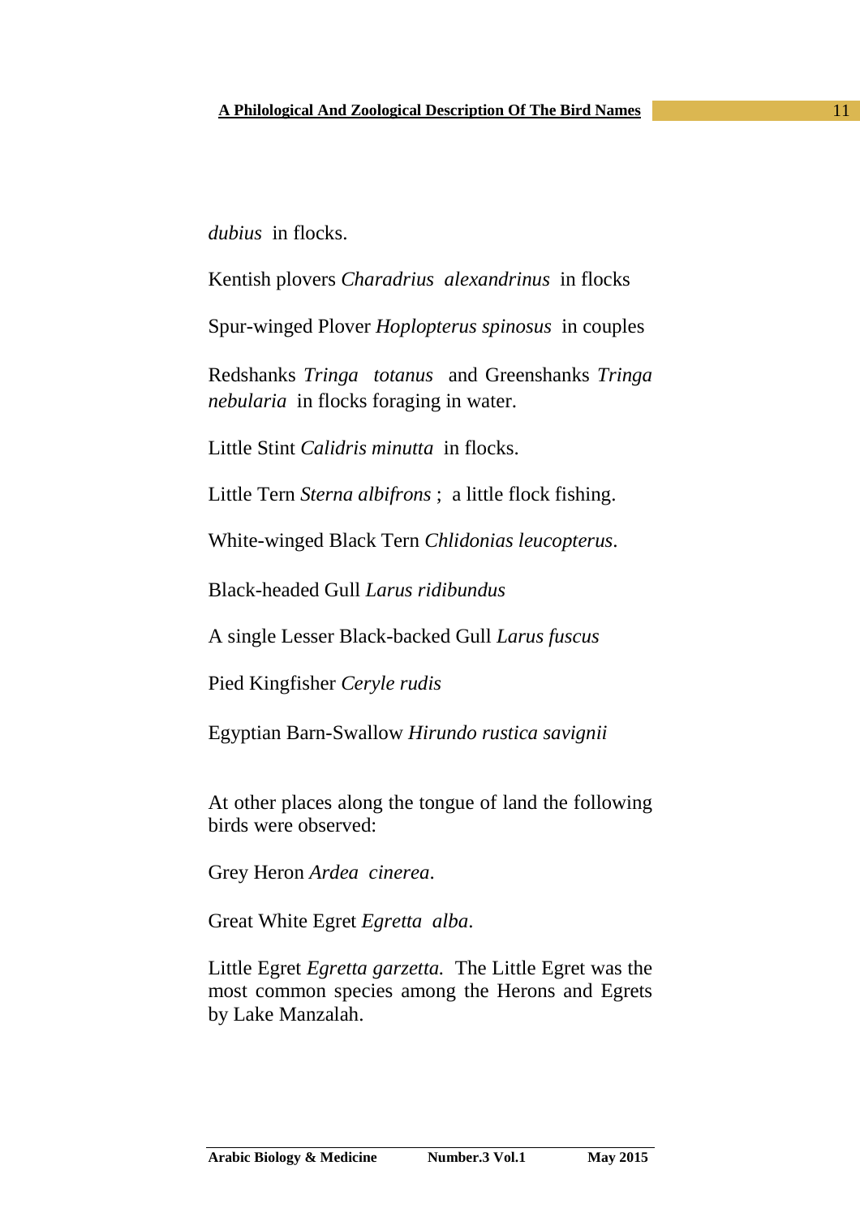*dubius* in flocks.

Kentish plovers *Charadrius alexandrinus* in flocks

Spur-winged Plover *Hoplopterus spinosus* in couples

Redshanks *Tringa totanus* and Greenshanks *Tringa nebularia* in flocks foraging in water.

Little Stint *Calidris minutta* in flocks.

Little Tern *Sterna albifrons* ; a little flock fishing.

White-winged Black Tern *Chlidonias leucopterus*.

Black-headed Gull *Larus ridibundus*

A single Lesser Black-backed Gull *Larus fuscus*

Pied Kingfisher *Ceryle rudis*

Egyptian Barn-Swallow *Hirundo rustica savignii*

At other places along the tongue of land the following birds were observed:

Grey Heron *Ardea cinerea*.

Great White Egret *Egretta alba*.

Little Egret *Egretta garzetta.* The Little Egret was the most common species among the Herons and Egrets by Lake Manzalah.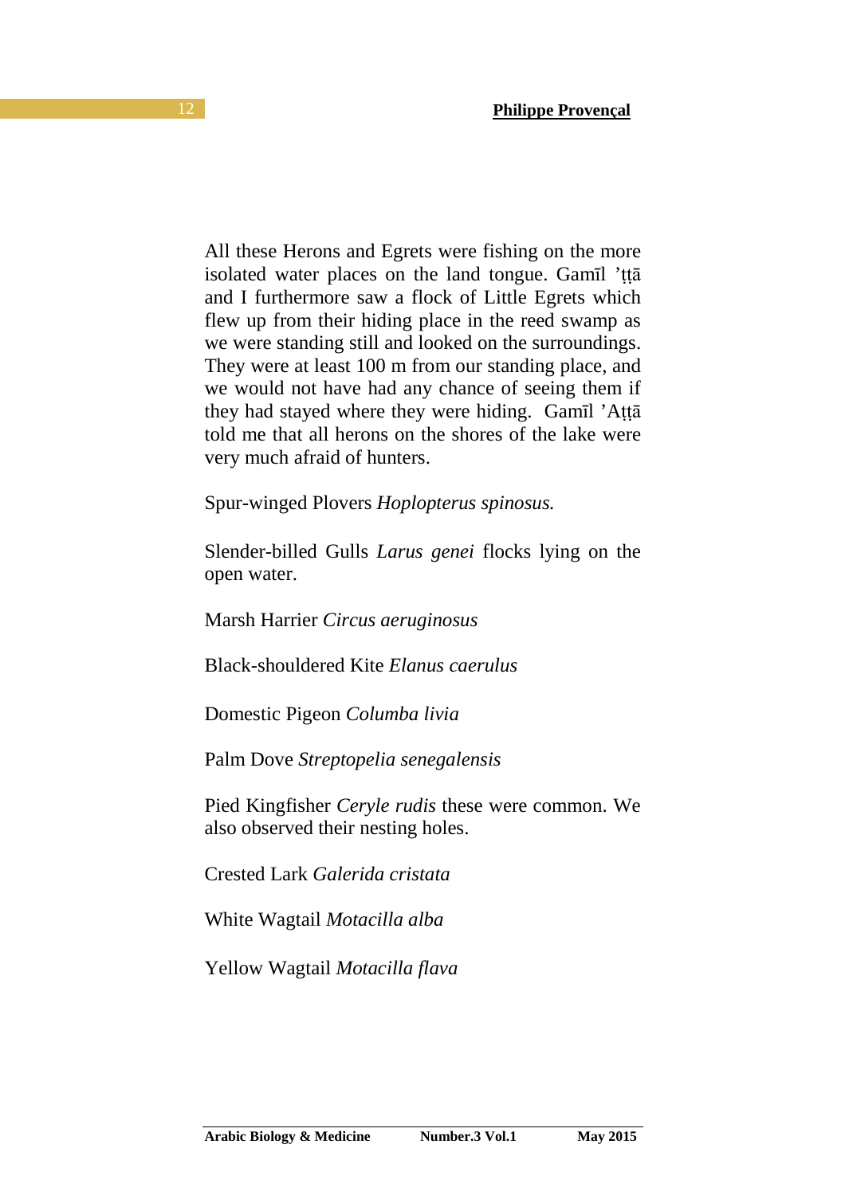All these Herons and Egrets were fishing on the more isolated water places on the land tongue. Gamīl ’ṭṭā and I furthermore saw a flock of Little Egrets which flew up from their hiding place in the reed swamp as we were standing still and looked on the surroundings. They were at least 100 m from our standing place, and we would not have had any chance of seeing them if they had stayed where they were hiding. Gamīl ’Aṭṭā told me that all herons on the shores of the lake were very much afraid of hunters.

Spur-winged Plovers *Hoplopterus spinosus.*

Slender-billed Gulls *Larus genei* flocks lying on the open water.

Marsh Harrier *Circus aeruginosus*

Black-shouldered Kite *Elanus caerulus*

Domestic Pigeon *Columba livia*

Palm Dove *Streptopelia senegalensis*

Pied Kingfisher *Ceryle rudis* these were common. We also observed their nesting holes.

Crested Lark *Galerida cristata*

White Wagtail *Motacilla alba*

Yellow Wagtail *Motacilla flava*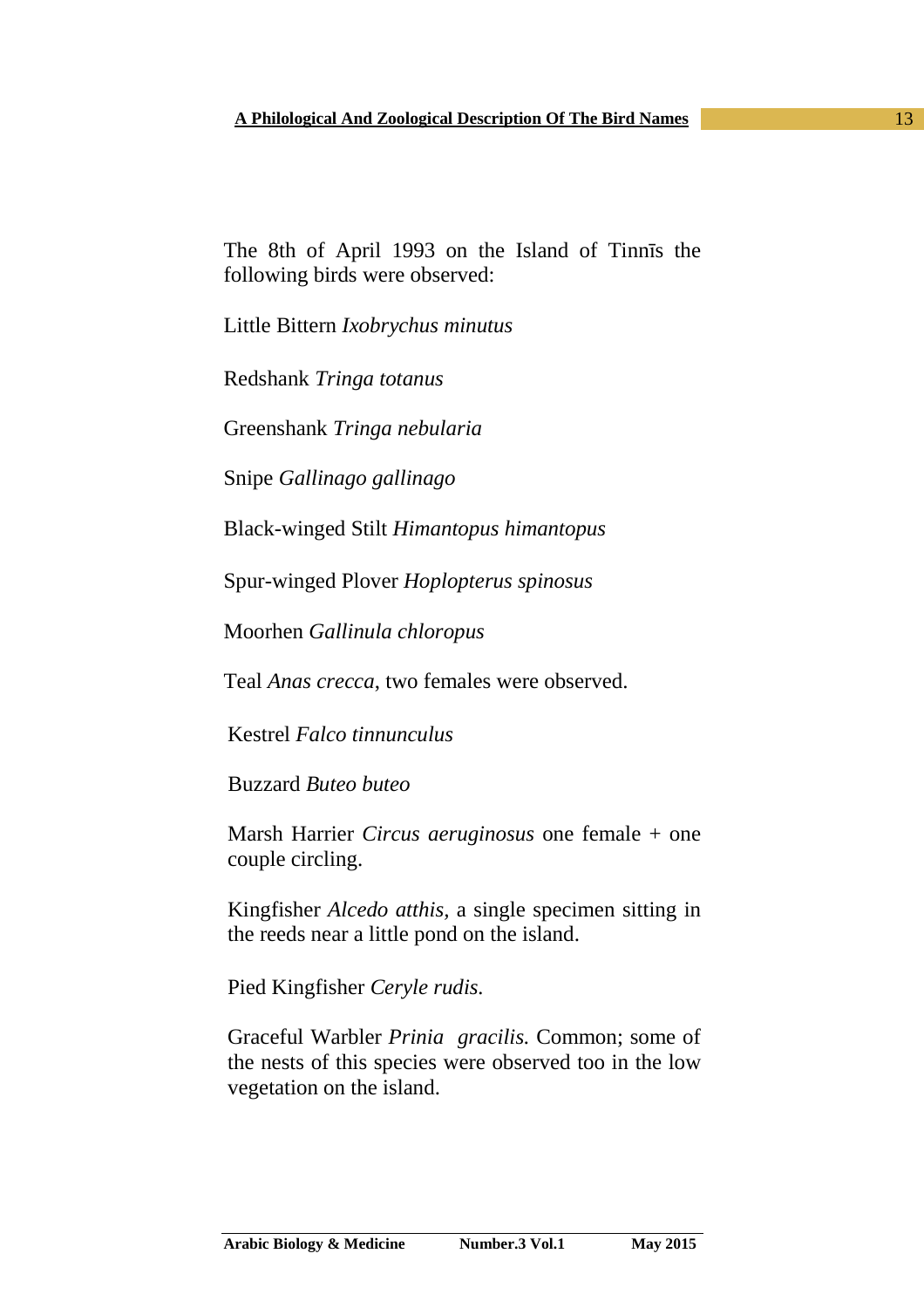The 8th of April 1993 on the Island of Tinnīs the following birds were observed:

Little Bittern *Ixobrychus minutus*

Redshank *Tringa totanus*

Greenshank *Tringa nebularia*

Snipe *Gallinago gallinago*

Black-winged Stilt *Himantopus himantopus*

Spur-winged Plover *Hoplopterus spinosus*

Moorhen *Gallinula chloropus*

Teal *Anas crecca*, two females were observed.

Kestrel *Falco tinnunculus*

Buzzard *Buteo buteo*

Marsh Harrier *Circus aeruginosus* one female + one couple circling.

Kingfisher *Alcedo atthis*, a single specimen sitting in the reeds near a little pond on the island.

Pied Kingfisher *Ceryle rudis.*

Graceful Warbler *Prinia gracilis.* Common; some of the nests of this species were observed too in the low vegetation on the island.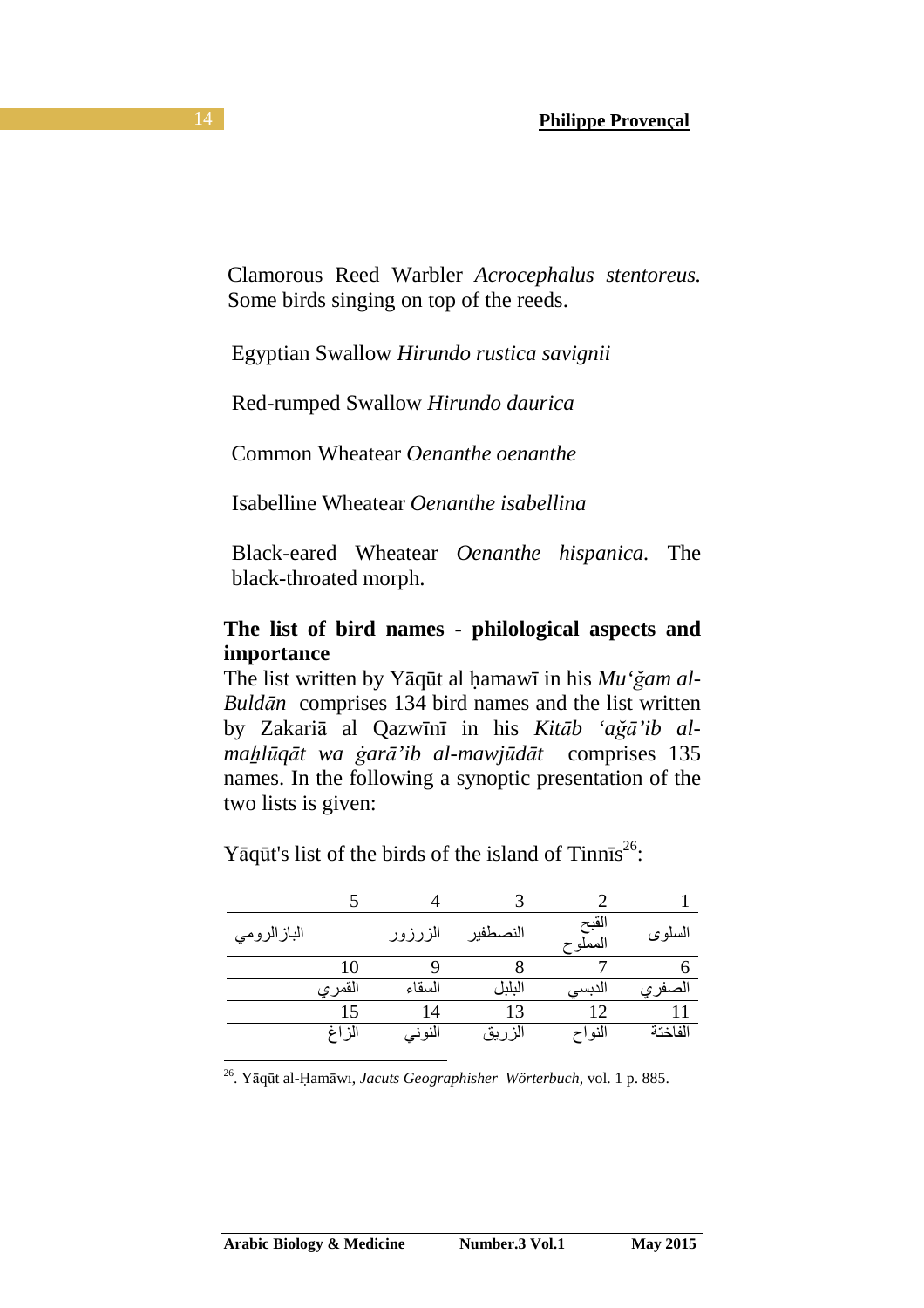Clamorous Reed Warbler *Acrocephalus stentoreus.* Some birds singing on top of the reeds.

Egyptian Swallow *Hirundo rustica savignii*

Red-rumped Swallow *Hirundo daurica*

Common Wheatear *Oenanthe oenanthe*

Isabelline Wheatear *Oenanthe isabellina*

Black-eared Wheatear *Oenanthe hispanica.* The black-throated morph.

**The list of bird names - philological aspects and importance**

The list written by Yāqūt al ḥamawī in his *Mu'ğam al-Buldān* comprises 134 bird names and the list written by Zakariā al Qazwīnī in his *Kitāb 'ağā'ib al-maḫlūqāt wa ġarā'ib al-mawjūdāt* comprises 135 names. In the following a synoptic presentation of the two lists is given:

Yāqūt's list of the birds of the island of Tinnīs[26]:

| 5 | 4 | 3 | 2 | 1 |
|---|---|---|---|---|
| الباز الرومي | الزرزور | النصطفير | القبج المملوح | السلوى |
| 10 | 9 | 8 | 7 | 6 |
| القمري | السقاء | البلبل | الدبسي | الصفري |
| 15 | 14 | 13 | 12 | 11 |
| الزاغ | النوني | الزريق | النواح | الفاختة |

[26]. Yāqūt al-Ḥamāwı, *Jacuts Geographisher Wörterbuch,* vol. 1 p. 885.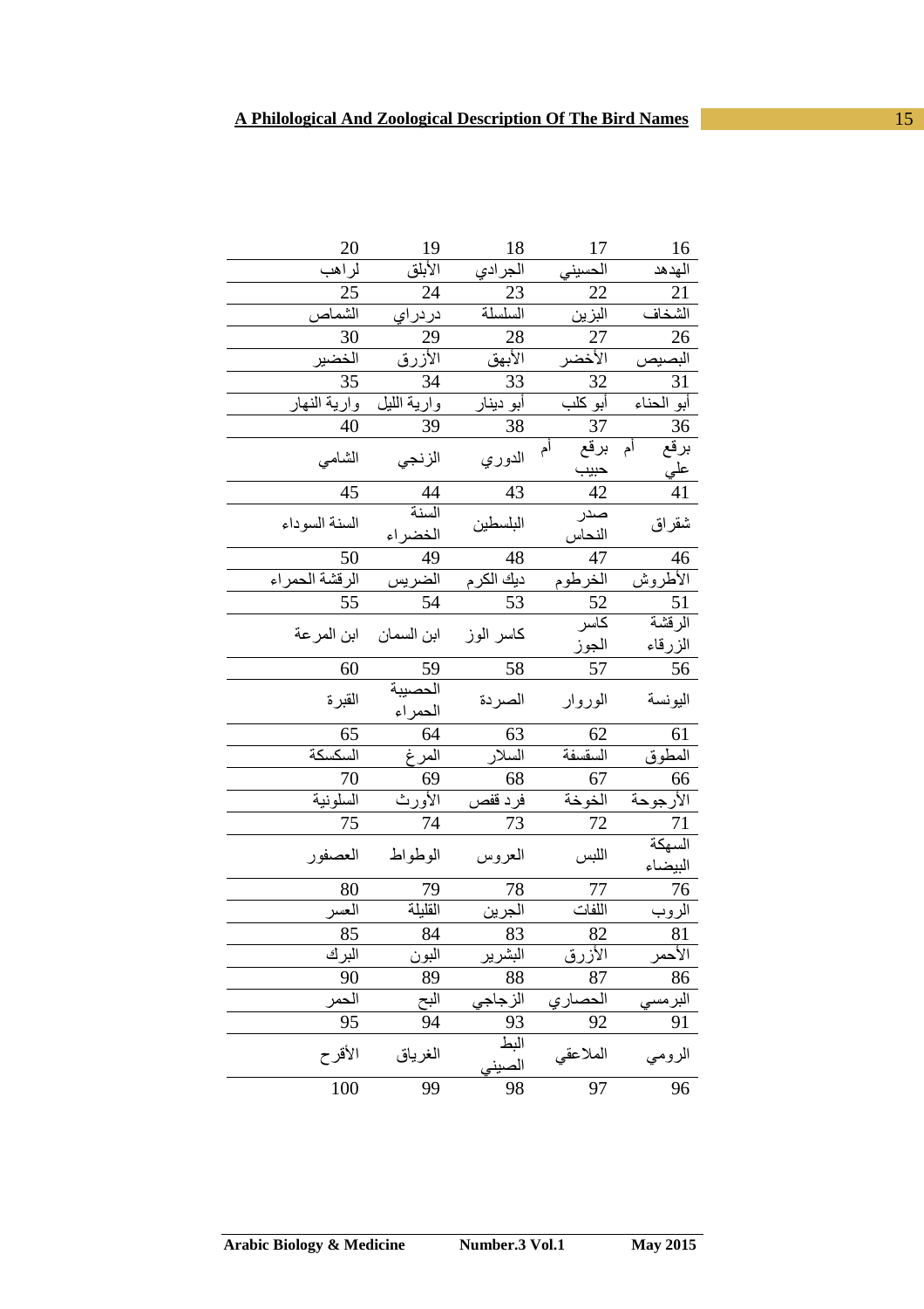| | | | | |
|---|---|---|---|---|
| 20 | 19 | 18 | 17 | 16 |
| لراهب | الأبلق | الجرادي | الحسيني | الهدهد |
| 25 | 24 | 23 | 22 | 21 |
| الشماص | دردراي | السلسلة | البزين | الشخاف |
| 30 | 29 | 28 | 27 | 26 |
| الخضير | الأزرق | الأبهق | الأخضر | البصيص |
| 35 | 34 | 33 | 32 | 31 |
| وارية النهار | وارية الليل | أبو دينار | أبو كلب | أبو الحناء |
| 40 | 39 | 38 | 37 | 36 |
| الشامي | الزنجي | الدوري | أم برقع حبيب | أم برقع علي |
| 45 | 44 | 43 | 42 | 41 |
| السنة السوداء | السنة الخضراء | البلسطين | صدر النحاس | شقراق |
| 50 | 49 | 48 | 47 | 46 |
| الرقشة الحمراء | الضريس | ديك الكرم | الخرطوم | الأطروش |
| 55 | 54 | 53 | 52 | 51 |
| ابن المرعة | ابن السمان | كاسر الوز | كاسر الجوز | الرقشة الزرقاء |
| 60 | 59 | 58 | 57 | 56 |
| القبرة | الحصيبة الحمراء | الصردة | الوروار | اليونسة |
| 65 | 64 | 63 | 62 | 61 |
| السكسكة | المرغ | السلار | السقسقة | المطوق |
| 70 | 69 | 68 | 67 | 66 |
| السلونية | الأورث | فرد قفص | الخوخة | الأرجوحة |
| 75 | 74 | 73 | 72 | 71 |
| العصفور | الوطواط | العروس | اللبس | السهكة البيضاء |
| 80 | 79 | 78 | 77 | 76 |
| العسر | القليلة | الجرين | اللفات | الروب |
| 85 | 84 | 83 | 82 | 81 |
| البرك | البون | البشرير | الأزرق | الأحمر |
| 90 | 89 | 88 | 87 | 86 |
| الحمر | البح | الزجاجي | الحصاري | البرمسي |
| 95 | 94 | 93 | 92 | 91 |
| الأقرح | الغرياق | البط الصيني | الملاعقي | الرومي |
| 100 | 99 | 98 | 97 | 96 |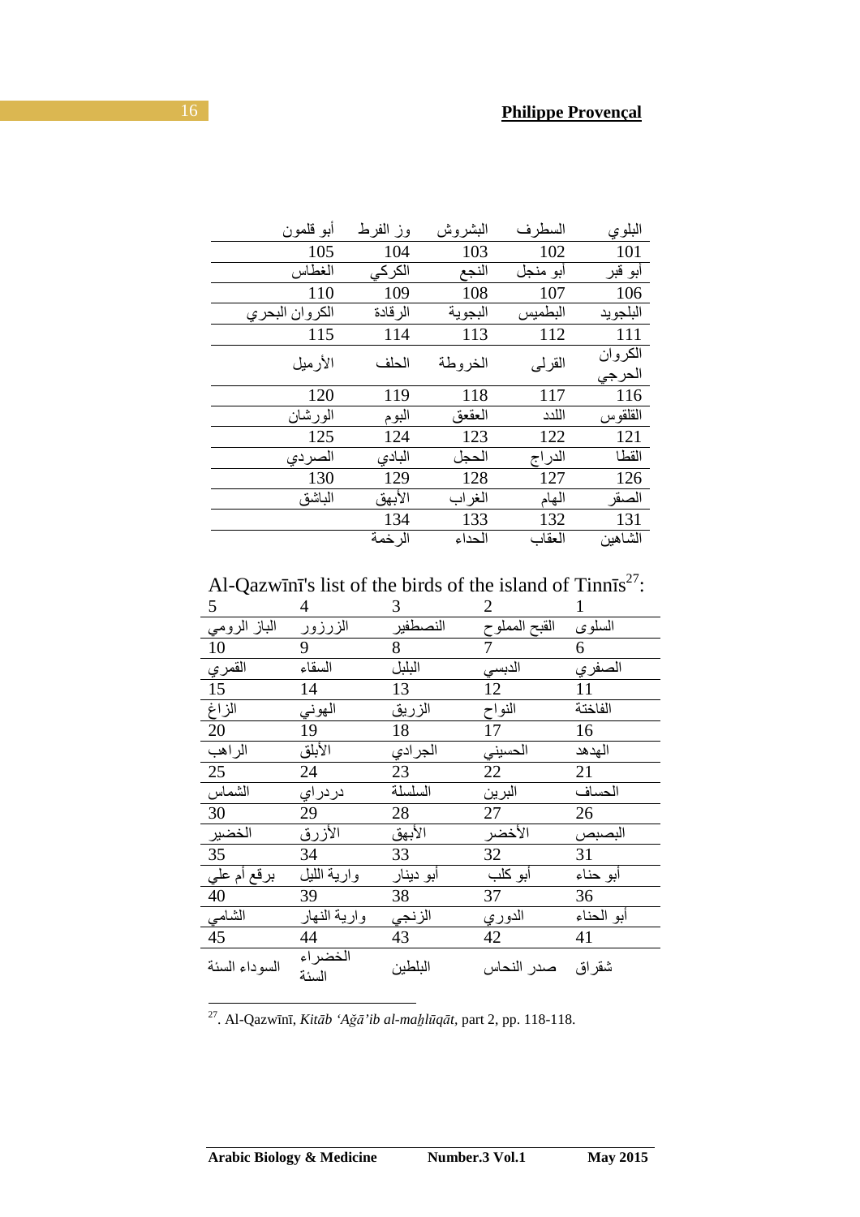| | | | | |
|---|---|---|---|---|
| أبو قلمون | وز الفرط | البشروش | السطرف | البلوي |
| 105 | 104 | 103 | 102 | 101 |
| الغطاس | الكركي | النجع | أبو منجل | أبو قبر |
| 110 | 109 | 108 | 107 | 106 |
| الكروان البحري | الرقادة | البجوية | البطميس | البلجويد |
| 115 | 114 | 113 | 112 | 111 |
| الأرميل | الحلف | الخروطة | القرلى | الكروان الحرجي |
| 120 | 119 | 118 | 117 | 116 |
| الورشان | البوم | العقعق | اللدد | القلقوس |
| 125 | 124 | 123 | 122 | 121 |
| الصردي | البادي | الحجل | الدراج | القطا |
| 130 | 129 | 128 | 127 | 126 |
| الباشق | الأبهق | الغراب | الهام | الصقر |
| | 134 | 133 | 132 | 131 |
| | الرخمة | الحداء | العقاب | الشاهين |

Al-Qazwīnī's list of the birds of the island of Tinnīs[27]:

| 5 | 4 | 3 | 2 | 1 |
|---|---|---|---|---|
| الباز الرومي | الزرزور | النصطفير | القبح المملوح | السلوى |
| 10 | 9 | 8 | 7 | 6 |
| القمري | السقاء | البلبل | الدبسي | الصفري |
| 15 | 14 | 13 | 12 | 11 |
| الزاغ | الهوني | الزريق | النواح | الفاختة |
| 20 | 19 | 18 | 17 | 16 |
| الراهب | الأبلق | الجرادي | الحسيني | الهدهد |
| 25 | 24 | 23 | 22 | 21 |
| الشماس | درداي | السلسلة | البرين | الحساف |
| 30 | 29 | 28 | 27 | 26 |
| الخضير | الأزرق | الأبهق | الأخضر | البصبص |
| 35 | 34 | 33 | 32 | 31 |
| برقع أم علي | وارية الليل | أبو دينار | أبو كلب | أبو حناء |
| 40 | 39 | 38 | 37 | 36 |
| الشامي | وارية النهار | الزنجي | الدوري | أبو الحناء |
| 45 | 44 | 43 | 42 | 41 |
| السوداء السئة | الخضراء السئة | البلطين | صدر النحاس | شقراق |

[27]. Al-Qazwīnī, *Kitāb ʻAǧā'ib al-maḫlūqāt*, part 2, pp. 118-118.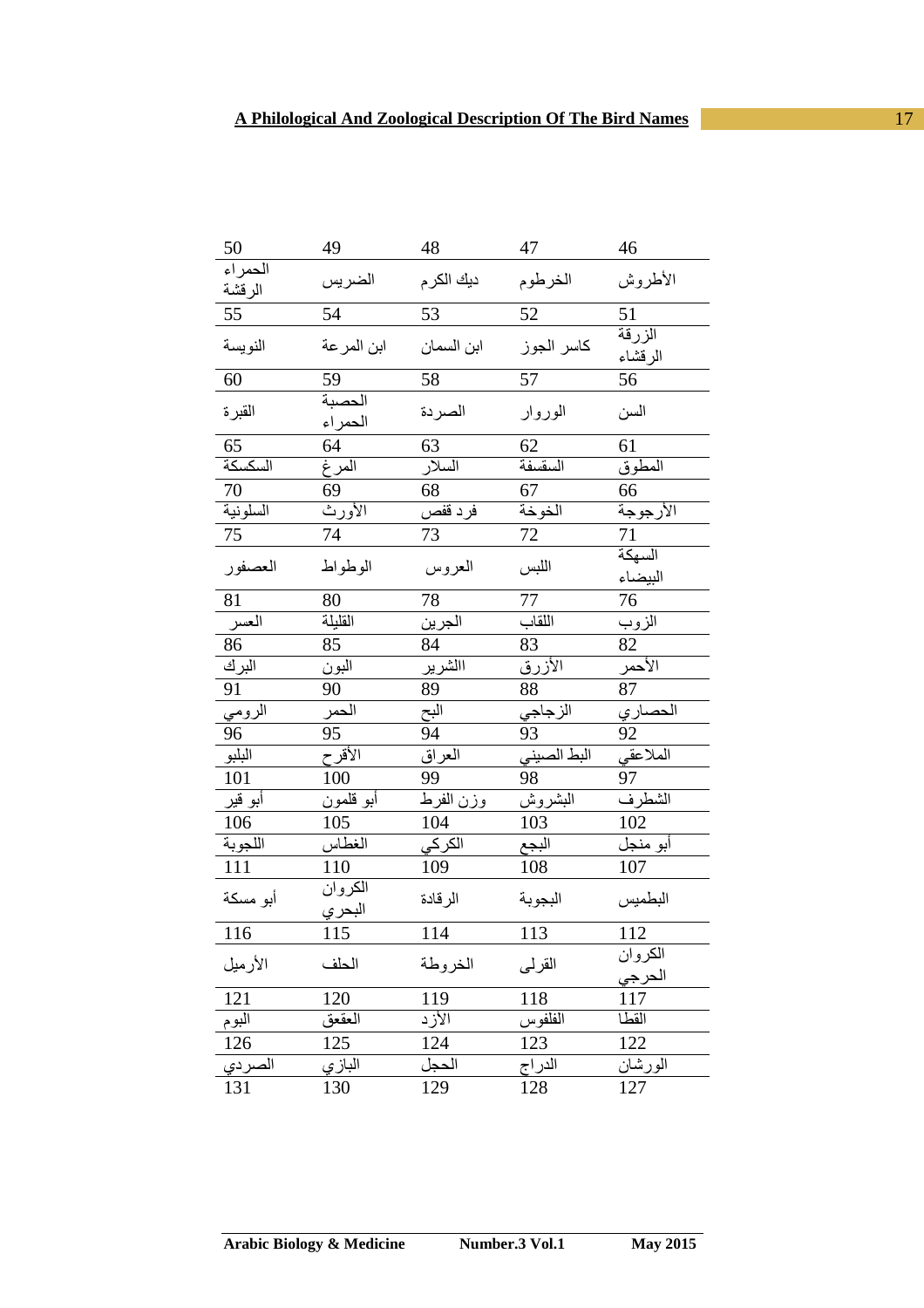| 50 | 49 | 48 | 47 | 46 |
|---|---|---|---|---|
| الحمراء الرقشة | الضريس | ديك الكرم | الخرطوم | الأطروش |
| 55 | 54 | 53 | 52 | 51 |
| النويسة | ابن المرعة | ابن السمان | كاسر الجوز | الزرقة الرقشاء |
| 60 | 59 | 58 | 57 | 56 |
| القبرة | الحصبة الحمراء | الصردة | الوروار | السن |
| 65 | 64 | 63 | 62 | 61 |
| السكسكة | المرغ | السلار | السقسفة | المطوق |
| 70 | 69 | 68 | 67 | 66 |
| السلونية | الأورث | فرد قفص | الخوخة | الأرجوجة |
| 75 | 74 | 73 | 72 | 71 |
| العصفور | الوطواط | العروس | اللبس | السهكة البيضاء |
| 81 | 80 | 78 | 77 | 76 |
| العسر | القليلة | الجرين | اللقاب | الزوب |
| 86 | 85 | 84 | 83 | 82 |
| البرك | البون | االشرير | الأزرق | الأحمر |
| 91 | 90 | 89 | 88 | 87 |
| الرومي | الحمر | البح | الزجاجي | الحصاري |
| 96 | 95 | 94 | 93 | 92 |
| البلبو | الأقرح | العراق | البط الصيني | الملاعقي |
| 101 | 100 | 99 | 98 | 97 |
| أبو قير | أبو قلمون | وزن الفرط | البشروش | الشطرف |
| 106 | 105 | 104 | 103 | 102 |
| اللجوبة | الغطاس | الكركي | البجع | أبو منجل |
| 111 | 110 | 109 | 108 | 107 |
| أبو مسكة | الكروان البحري | الرقادة | البجوبة | البطميس |
| 116 | 115 | 114 | 113 | 112 |
| الأرميل | الحلف | الخروطة | القرلى | الكروان الحرجي |
| 121 | 120 | 119 | 118 | 117 |
| البوم | العقعق | الأزد | الفلفوس | القطا |
| 126 | 125 | 124 | 123 | 122 |
| الصردي | البازي | الحجل | الدراج | الورشان |
| 131 | 130 | 129 | 128 | 127 |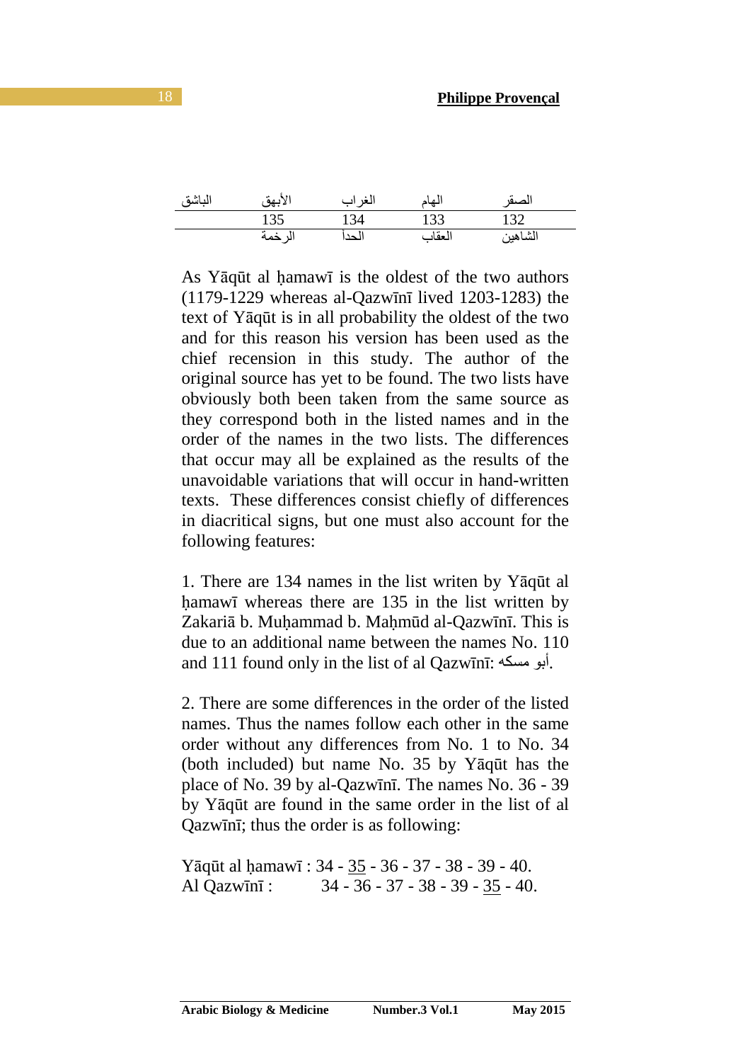| | | | | |
|---|---|---|---|---|
| الباشق | الأبهق | الغراب | الهام | الصقر |
| | 135 | 134 | 133 | 132 |
| | الرخمة | الحدأ | العقاب | الشاهين |

As Yāqūt al ḥamawī is the oldest of the two authors (1179-1229 whereas al-Qazwīnī lived 1203-1283) the text of Yāqūt is in all probability the oldest of the two and for this reason his version has been used as the chief recension in this study. The author of the original source has yet to be found. The two lists have obviously both been taken from the same source as they correspond both in the listed names and in the order of the names in the two lists. The differences that occur may all be explained as the results of the unavoidable variations that will occur in hand-written texts. These differences consist chiefly of differences in diacritical signs, but one must also account for the following features:

1. There are 134 names in the list writen by Yāqūt al ḥamawī whereas there are 135 in the list written by Zakariā b. Muḥammad b. Maḥmūd al-Qazwīnī. This is due to an additional name between the names No. 110 and 111 found only in the list of al Qazwīnī: أبو مسكه.

2. There are some differences in the order of the listed names. Thus the names follow each other in the same order without any differences from No. 1 to No. 34 (both included) but name No. 35 by Yāqūt has the place of No. 39 by al-Qazwīnī. The names No. 36 - 39 by Yāqūt are found in the same order in the list of al Qazwīnī; thus the order is as following:

Yāqūt al ḥamawī : 34 - <u>35</u> - 36 - 37 - 38 - 39 - 40.
Al Qazwīnī : 34 - 36 - 37 - 38 - 39 - <u>35</u> - 40.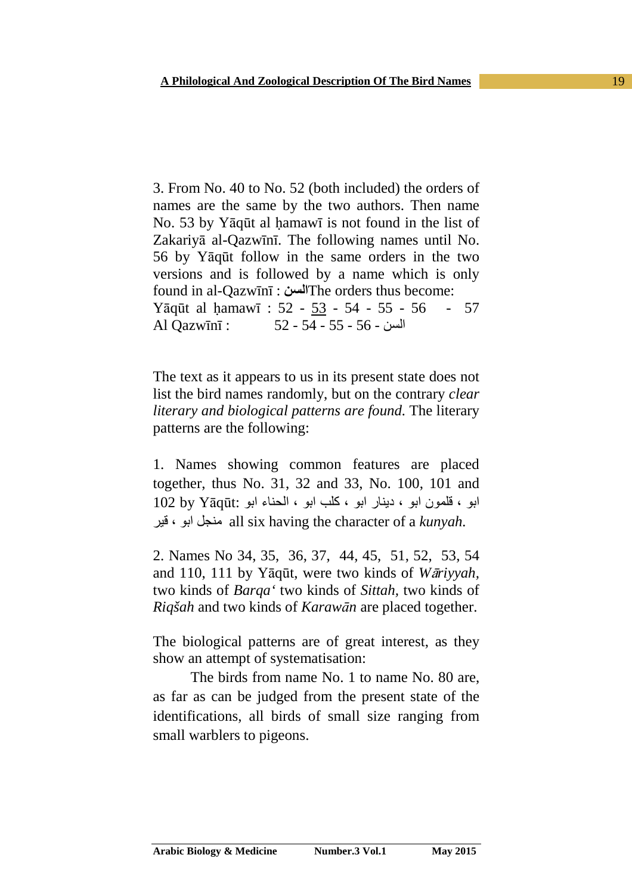3. From No. 40 to No. 52 (both included) the orders of names are the same by the two authors. Then name No. 53 by Yāqūt al ḥamawī is not found in the list of Zakariyā al-Qazwīnī. The following names until No. 56 by Yāqūt follow in the same orders in the two versions and is followed by a name which is only found in al-Qazwīnī : **السن**The orders thus become:

Yāqūt al ḥamawī : 52 - <u>53</u> - 54 - 55 - 56 - 57

Al Qazwīnī : 52 - 54 - 55 - 56 - السن

The text as it appears to us in its present state does not list the bird names randomly, but on the contrary *clear literary and biological patterns are found.* The literary patterns are the following:

1. Names showing common features are placed together, thus No. 31, 32 and 33, No. 100, 101 and 102 by Yāqūt: ابو قلمون ، ابو دينار ، ابو كلب ، ابو الحناء ، ابو منجل ، قير all six having the character of a *kunyah.*

2. Names No 34, 35, 36, 37, 44, 45, 51, 52, 53, 54 and 110, 111 by Yāqūt, were two kinds of *Wāriyyah*, two kinds of *Barqa'* two kinds of *Sittah*, two kinds of *Riqšah* and two kinds of *Karawān* are placed together.

The biological patterns are of great interest, as they show an attempt of systematisation:

The birds from name No. 1 to name No. 80 are, as far as can be judged from the present state of the identifications, all birds of small size ranging from small warblers to pigeons.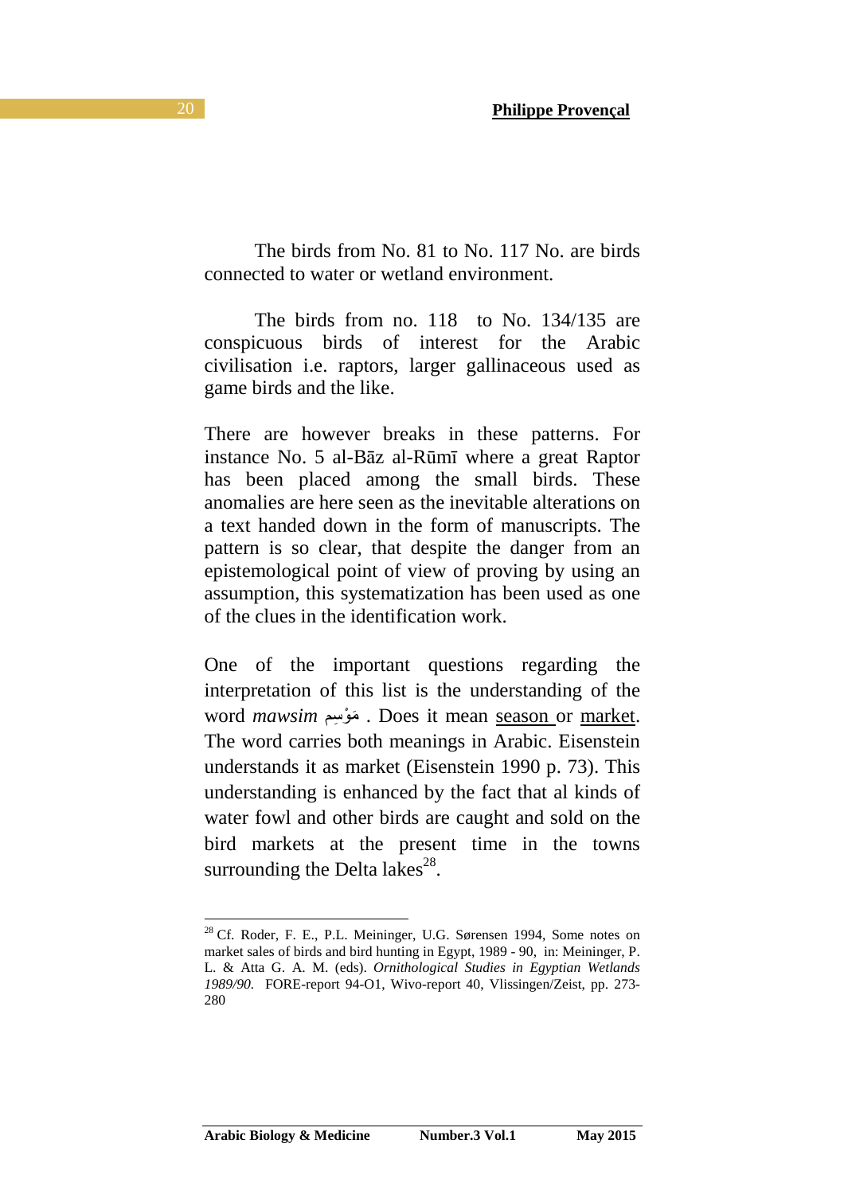The birds from No. 81 to No. 117 No. are birds connected to water or wetland environment.

The birds from no. 118 to No. 134/135 are conspicuous birds of interest for the Arabic civilisation i.e. raptors, larger gallinaceous used as game birds and the like.

There are however breaks in these patterns. For instance No. 5 al-Bāz al-Rūmī where a great Raptor has been placed among the small birds. These anomalies are here seen as the inevitable alterations on a text handed down in the form of manuscripts. The pattern is so clear, that despite the danger from an epistemological point of view of proving by using an assumption, this systematization has been used as one of the clues in the identification work.

One of the important questions regarding the interpretation of this list is the understanding of the word *mawsim* مَوْسِم . Does it mean season or market. The word carries both meanings in Arabic. Eisenstein understands it as market (Eisenstein 1990 p. 73). This understanding is enhanced by the fact that al kinds of water fowl and other birds are caught and sold on the bird markets at the present time in the towns surrounding the Delta lakes[28].

---

[28] Cf. Roder, F. E., P.L. Meininger, U.G. Sørensen 1994, Some notes on market sales of birds and bird hunting in Egypt, 1989 - 90, in: Meininger, P. L. & Atta G. A. M. (eds). *Ornithological Studies in Egyptian Wetlands 1989/90.* FORE-report 94-O1, Wivo-report 40, Vlissingen/Zeist, pp. 273-280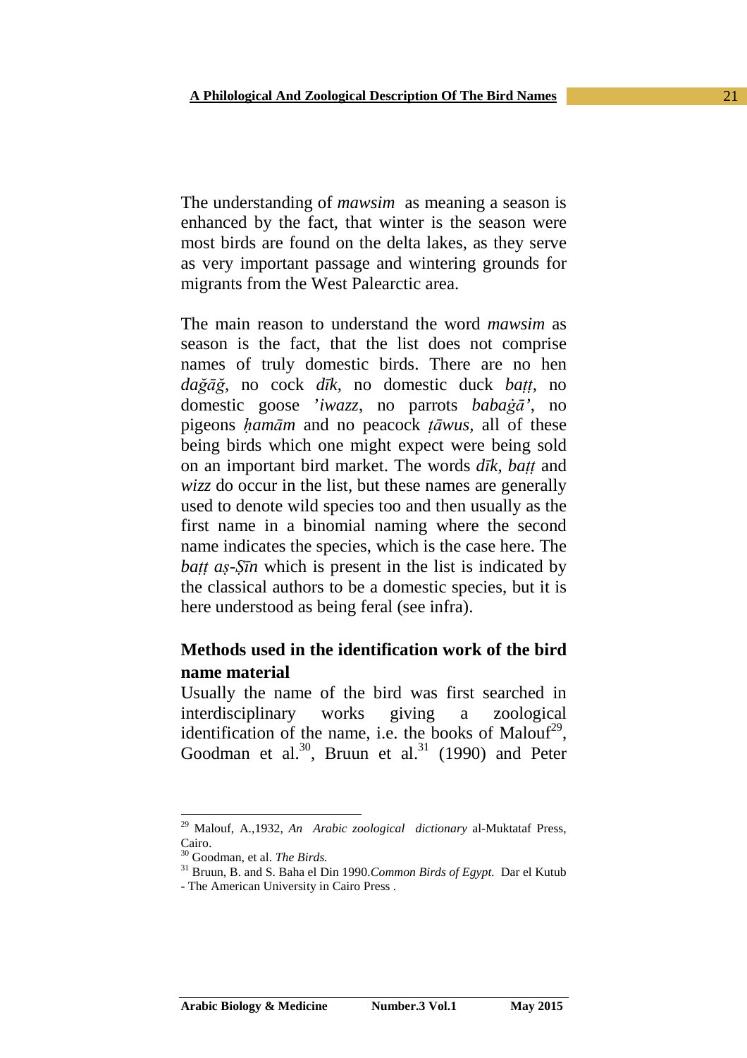The understanding of *mawsim* as meaning a season is enhanced by the fact, that winter is the season were most birds are found on the delta lakes, as they serve as very important passage and wintering grounds for migrants from the West Palearctic area.

The main reason to understand the word *mawsim* as season is the fact, that the list does not comprise names of truly domestic birds. There are no hen *dağāğ*, no cock *dīk*, no domestic duck *baṭṭ*, no domestic goose *'iwazz*, no parrots *babaġā'*, no pigeons *ḥamām* and no peacock *ṭāwus*, all of these being birds which one might expect were being sold on an important bird market. The words *dīk*, *baṭṭ* and *wizz* do occur in the list, but these names are generally used to denote wild species too and then usually as the first name in a binomial naming where the second name indicates the species, which is the case here. The *baṭṭ aṣ-Ṣīn* which is present in the list is indicated by the classical authors to be a domestic species, but it is here understood as being feral (see infra).

## Methods used in the identification work of the bird name material

Usually the name of the bird was first searched in interdisciplinary works giving a zoological identification of the name, i.e. the books of Malouf[29], Goodman et al.[30], Bruun et al.[31] (1990) and Peter

---

[29] Malouf, A.,1932, *An Arabic zoological dictionary* al-Muktataf Press, Cairo.

[30] Goodman, et al. *The Birds.*

[31] Bruun, B. and S. Baha el Din 1990.*Common Birds of Egypt.* Dar el Kutub - The American University in Cairo Press .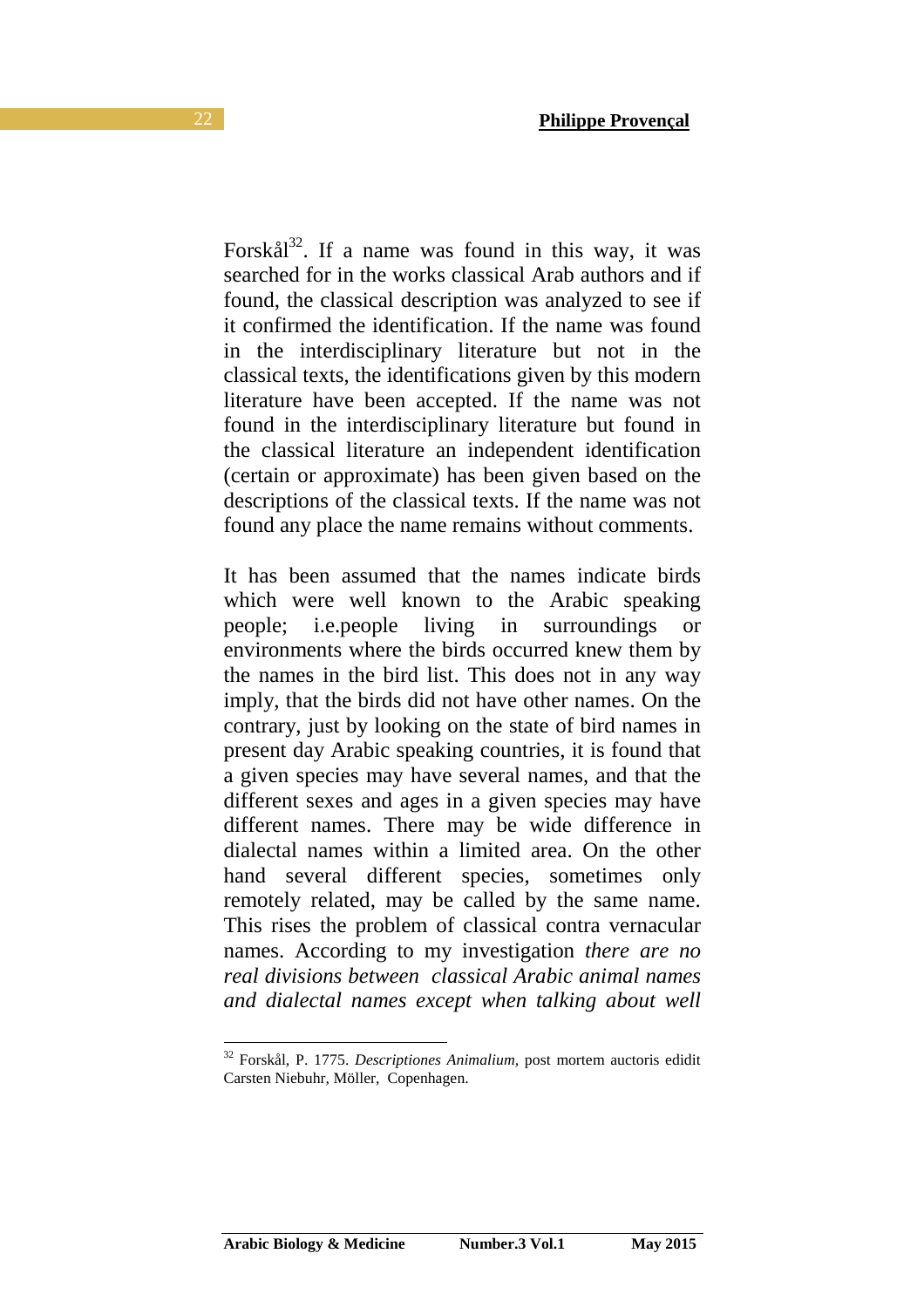Forskål[32]. If a name was found in this way, it was searched for in the works classical Arab authors and if found, the classical description was analyzed to see if it confirmed the identification. If the name was found in the interdisciplinary literature but not in the classical texts, the identifications given by this modern literature have been accepted. If the name was not found in the interdisciplinary literature but found in the classical literature an independent identification (certain or approximate) has been given based on the descriptions of the classical texts. If the name was not found any place the name remains without comments.

It has been assumed that the names indicate birds which were well known to the Arabic speaking people; i.e.people living in surroundings or environments where the birds occurred knew them by the names in the bird list. This does not in any way imply, that the birds did not have other names. On the contrary, just by looking on the state of bird names in present day Arabic speaking countries, it is found that a given species may have several names, and that the different sexes and ages in a given species may have different names. There may be wide difference in dialectal names within a limited area. On the other hand several different species, sometimes only remotely related, may be called by the same name. This rises the problem of classical contra vernacular names. According to my investigation *there are no real divisions between classical Arabic animal names and dialectal names except when talking about well*

---

[32] Forskål, P. 1775. *Descriptiones Animalium,* post mortem auctoris edidit Carsten Niebuhr, Möller, Copenhagen.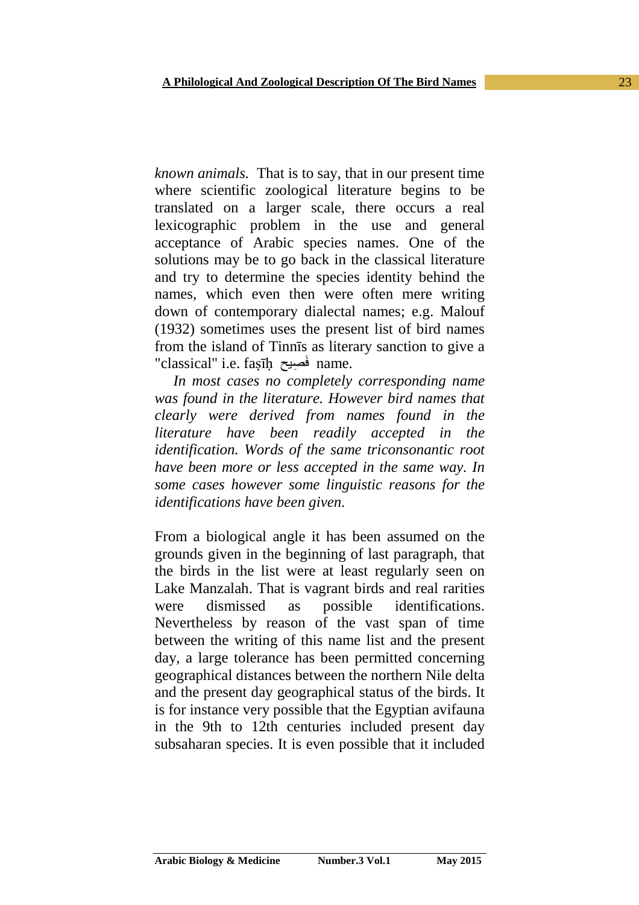*known animals.* That is to say, that in our present time where scientific zoological literature begins to be translated on a larger scale, there occurs a real lexicographic problem in the use and general acceptance of Arabic species names. One of the solutions may be to go back in the classical literature and try to determine the species identity behind the names, which even then were often mere writing down of contemporary dialectal names; e.g. Malouf (1932) sometimes uses the present list of bird names from the island of Tinnīs as literary sanction to give a "classical" i.e. faṣīḥ فَصِيح name.

*In most cases no completely corresponding name was found in the literature. However bird names that clearly were derived from names found in the literature have been readily accepted in the identification. Words of the same triconsonantic root have been more or less accepted in the same way. In some cases however some linguistic reasons for the identifications have been given.*

From a biological angle it has been assumed on the grounds given in the beginning of last paragraph, that the birds in the list were at least regularly seen on Lake Manzalah. That is vagrant birds and real rarities were dismissed as possible identifications. Nevertheless by reason of the vast span of time between the writing of this name list and the present day, a large tolerance has been permitted concerning geographical distances between the northern Nile delta and the present day geographical status of the birds. It is for instance very possible that the Egyptian avifauna in the 9th to 12th centuries included present day subsaharan species. It is even possible that it included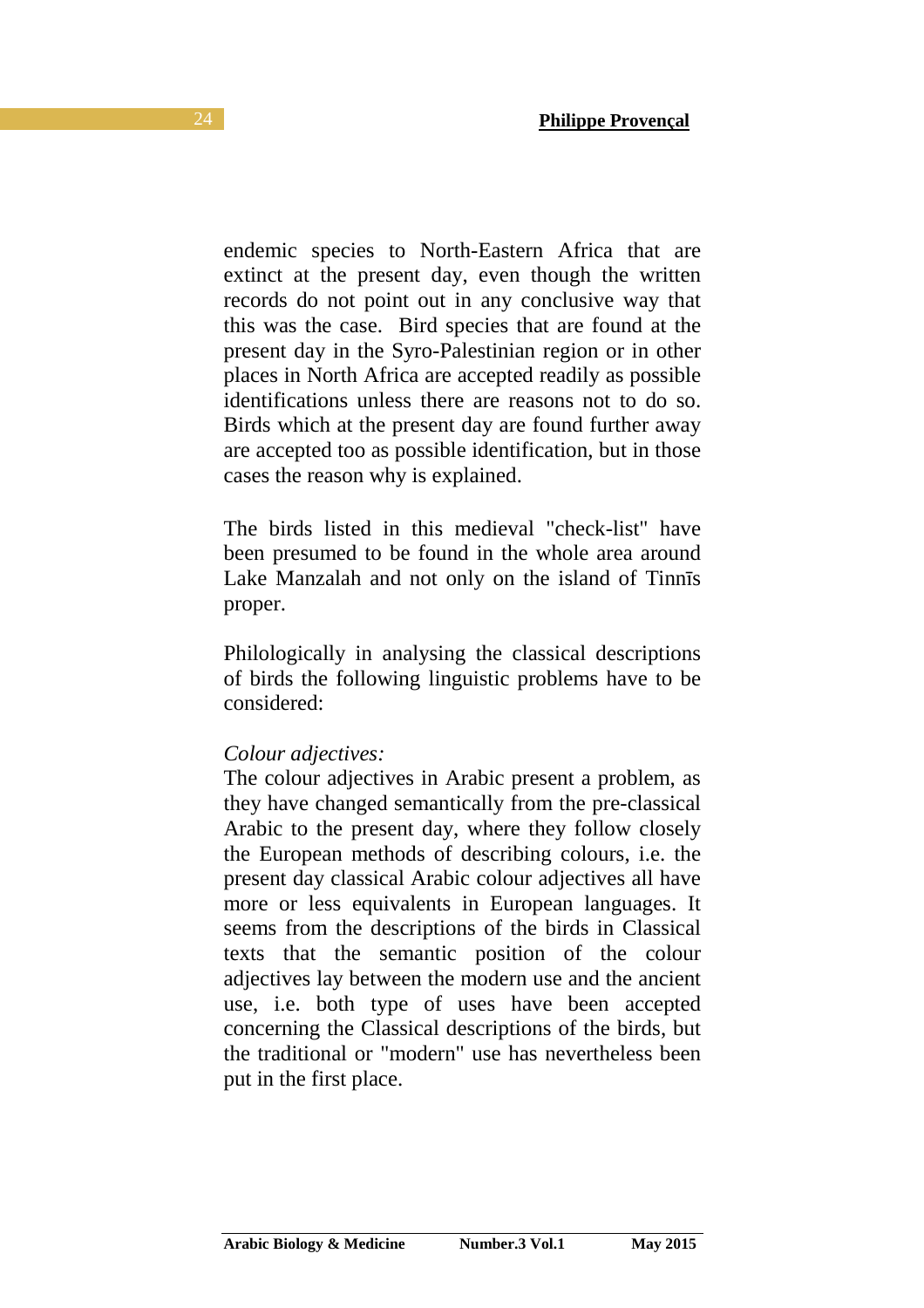endemic species to North-Eastern Africa that are extinct at the present day, even though the written records do not point out in any conclusive way that this was the case. Bird species that are found at the present day in the Syro-Palestinian region or in other places in North Africa are accepted readily as possible identifications unless there are reasons not to do so. Birds which at the present day are found further away are accepted too as possible identification, but in those cases the reason why is explained.

The birds listed in this medieval "check-list" have been presumed to be found in the whole area around Lake Manzalah and not only on the island of Tinnīs proper.

Philologically in analysing the classical descriptions of birds the following linguistic problems have to be considered:

*Colour adjectives:*

The colour adjectives in Arabic present a problem, as they have changed semantically from the pre-classical Arabic to the present day, where they follow closely the European methods of describing colours, i.e. the present day classical Arabic colour adjectives all have more or less equivalents in European languages. It seems from the descriptions of the birds in Classical texts that the semantic position of the colour adjectives lay between the modern use and the ancient use, i.e. both type of uses have been accepted concerning the Classical descriptions of the birds, but the traditional or "modern" use has nevertheless been put in the first place.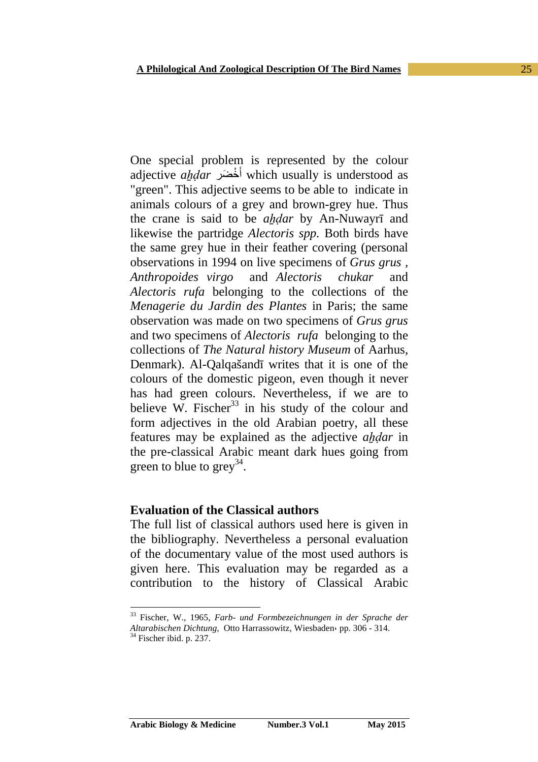One special problem is represented by the colour adjective *aḫḍar* أَخْضَر which usually is understood as "green". This adjective seems to be able to indicate in animals colours of a grey and brown-grey hue. Thus the crane is said to be *aḫḍar* by An-Nuwayrī and likewise the partridge *Alectoris spp.* Both birds have the same grey hue in their feather covering (personal observations in 1994 on live specimens of *Grus grus* , *Anthropoides virgo* and *Alectoris chukar* and *Alectoris rufa* belonging to the collections of the *Menagerie du Jardin des Plantes* in Paris; the same observation was made on two specimens of *Grus grus* and two specimens of *Alectoris rufa* belonging to the collections of *The Natural history Museum* of Aarhus, Denmark). Al-Qalqašandī writes that it is one of the colours of the domestic pigeon, even though it never has had green colours. Nevertheless, if we are to believe W. Fischer[33] in his study of the colour and form adjectives in the old Arabian poetry, all these features may be explained as the adjective *aḫḍar* in the pre-classical Arabic meant dark hues going from green to blue to grey[34].

## Evaluation of the Classical authors

The full list of classical authors used here is given in the bibliography. Nevertheless a personal evaluation of the documentary value of the most used authors is given here. This evaluation may be regarded as a contribution to the history of Classical Arabic

---

[33] Fischer, W., 1965, *Farb- und Formbezeichnungen in der Sprache der Altarabischen Dichtung,* Otto Harrassowitz, Wiesbaden، pp. 306 - 314.

[34] Fischer ibid. p. 237.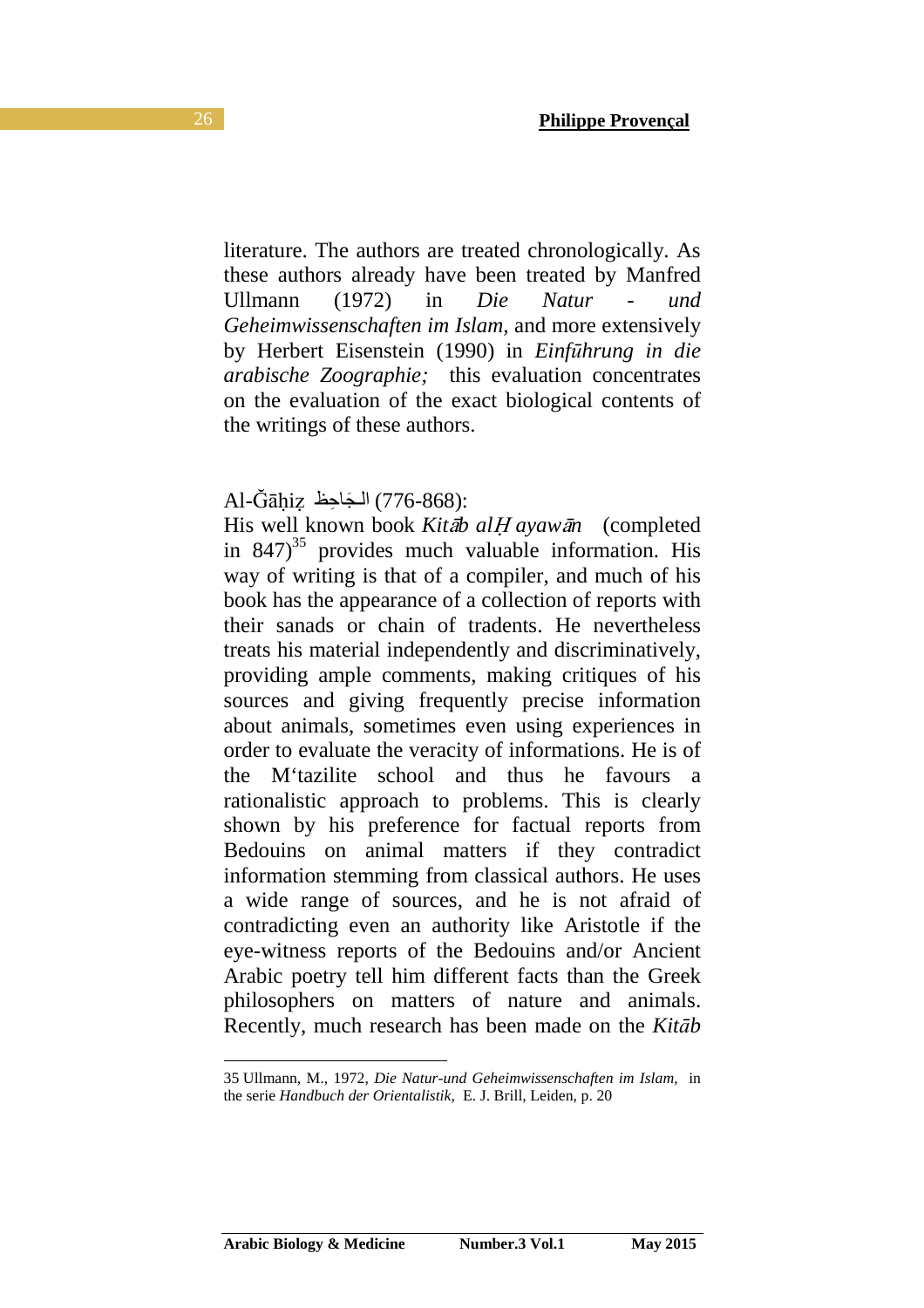literature. The authors are treated chronologically. As these authors already have been treated by Manfred Ullmann (1972) in *Die Natur - und Geheimwissenschaften im Islam,* and more extensively by Herbert Eisenstein (1990) in *Einfūhrung in die arabische Zoographie;* this evaluation concentrates on the evaluation of the exact biological contents of the writings of these authors.

Al-Ǧāḥiẓ الجَاحِظ (776-868):

His well known book *Kitāb alḤ ayawān* (completed in 847)[35] provides much valuable information. His way of writing is that of a compiler, and much of his book has the appearance of a collection of reports with their sanads or chain of tradents. He nevertheless treats his material independently and discriminatively, providing ample comments, making critiques of his sources and giving frequently precise information about animals, sometimes even using experiences in order to evaluate the veracity of informations. He is of the M'tazilite school and thus he favours a rationalistic approach to problems. This is clearly shown by his preference for factual reports from Bedouins on animal matters if they contradict information stemming from classical authors. He uses a wide range of sources, and he is not afraid of contradicting even an authority like Aristotle if the eye-witness reports of the Bedouins and/or Ancient Arabic poetry tell him different facts than the Greek philosophers on matters of nature and animals. Recently, much research has been made on the *Kitāb*

35 Ullmann, M., 1972, *Die Natur-und Geheimwissenschaften im Islam,* in the serie *Handbuch der Orientalistik,* E. J. Brill, Leiden, p. 20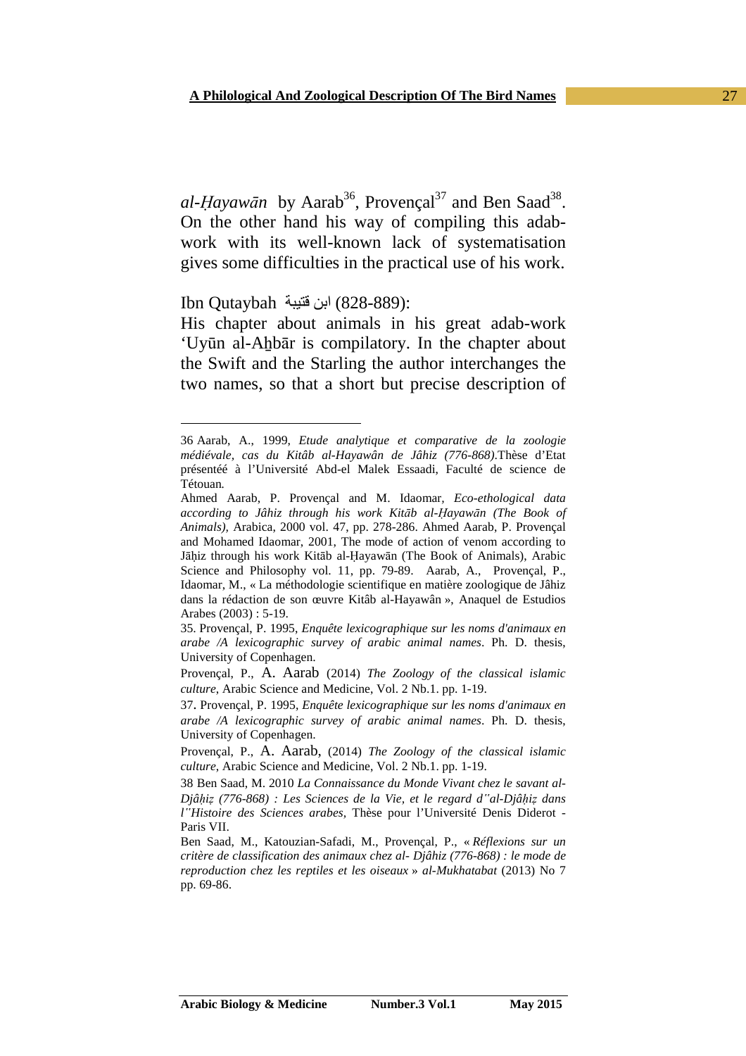*al-Ḥayawān* by Aarab[36], Provençal[37] and Ben Saad[38]. On the other hand his way of compiling this adab-work with its well-known lack of systematisation gives some difficulties in the practical use of his work.

Ibn Qutaybah ابن قتيبة (828-889):

His chapter about animals in his great adab-work 'Uyūn al-Aẖbār is compilatory. In the chapter about the Swift and the Starling the author interchanges the two names, so that a short but precise description of

---

36 Aarab, A., 1999, *Etude analytique et comparative de la zoologie médiévale, cas du Kitâb al-Hayawân de Jâhiz (776-868)*.Thèse d'Etat présentéé à l'Université Abd-el Malek Essaadi, Faculté de science de Tétouan.

Ahmed Aarab, P. Provençal and M. Idaomar, *Eco-ethological data according to Jâhiz through his work Kitāb al-Ḥayawān (The Book of Animals)*, Arabica, 2000 vol. 47, pp. 278-286. Ahmed Aarab, P. Provençal and Mohamed Idaomar, 2001, The mode of action of venom according to Jāḥiz through his work Kitāb al-Ḥayawān (The Book of Animals), Arabic Science and Philosophy vol. 11, pp. 79-89. Aarab, A., Provençal, P., Idaomar, M., « La méthodologie scientifique en matière zoologique de Jâhiz dans la rédaction de son œuvre Kitâb al-Hayawân », Anaquel de Estudios Arabes (2003) : 5-19.

35. Provençal, P. 1995, *Enquête lexicographique sur les noms d'animaux en arabe /A lexicographic survey of arabic animal names*. Ph. D. thesis, University of Copenhagen.

Provençal, P., A. Aarab (2014) *The Zoology of the classical islamic culture*, Arabic Science and Medicine, Vol. 2 Nb.1. pp. 1-19.

37. Provençal, P. 1995, *Enquête lexicographique sur les noms d'animaux en arabe /A lexicographic survey of arabic animal names*. Ph. D. thesis, University of Copenhagen.

Provençal, P., A. Aarab, (2014) *The Zoology of the classical islamic culture*, Arabic Science and Medicine, Vol. 2 Nb.1. pp. 1-19.

38 Ben Saad, M. 2010 *La Connaissance du Monde Vivant chez le savant al-Djâḥiẓ (776-868) : Les Sciences de la Vie, et le regard d''al-Djâḥiẓ dans l''Histoire des Sciences arabes*, Thèse pour l'Université Denis Diderot - Paris VII.

Ben Saad, M., Katouzian-Safadi, M., Provençal, P., « *Réflexions sur un critère de classification des animaux chez al- Djâhiz (776-868) : le mode de reproduction chez les reptiles et les oiseaux* » *al-Mukhatabat* (2013) No 7 pp. 69-86.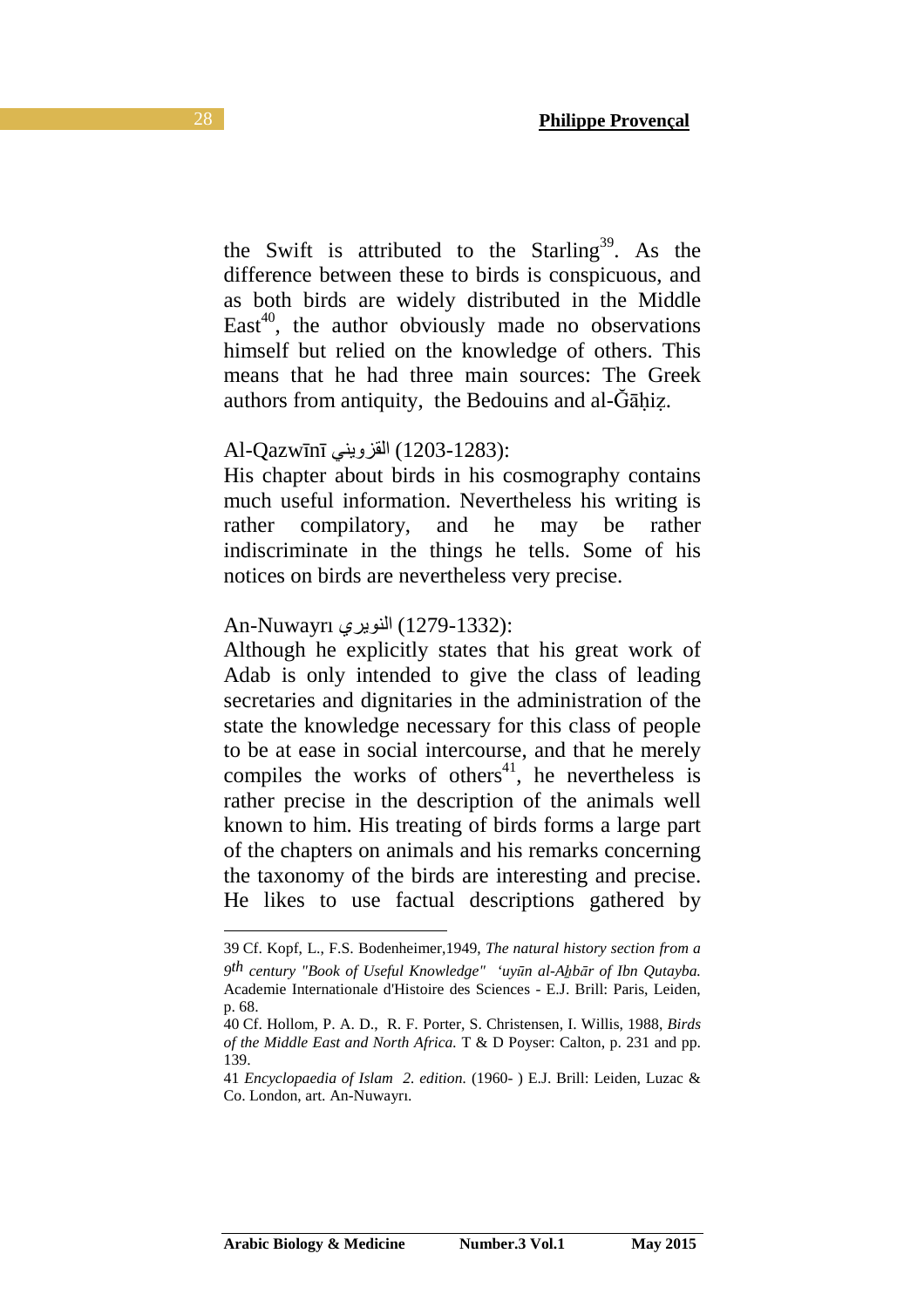the Swift is attributed to the Starling[39]. As the difference between these to birds is conspicuous, and as both birds are widely distributed in the Middle East[40], the author obviously made no observations himself but relied on the knowledge of others. This means that he had three main sources: The Greek authors from antiquity, the Bedouins and al-Ǧāḥiẓ.

Al-Qazwīnī القزويني (1203-1283):
His chapter about birds in his cosmography contains much useful information. Nevertheless his writing is rather compilatory, and he may be rather indiscriminate in the things he tells. Some of his notices on birds are nevertheless very precise.

An-Nuwayrı النويري (1279-1332):
Although he explicitly states that his great work of Adab is only intended to give the class of leading secretaries and dignitaries in the administration of the state the knowledge necessary for this class of people to be at ease in social intercourse, and that he merely compiles the works of others[41], he nevertheless is rather precise in the description of the animals well known to him. His treating of birds forms a large part of the chapters on animals and his remarks concerning the taxonomy of the birds are interesting and precise. He likes to use factual descriptions gathered by

---

39 Cf. Kopf, L., F.S. Bodenheimer,1949, *The natural history section from a 9th century "Book of Useful Knowledge" ʻuyūn al-Aḫbār of Ibn Qutayba.* Academie Internationale d'Histoire des Sciences - E.J. Brill: Paris, Leiden, p. 68.

40 Cf. Hollom, P. A. D., R. F. Porter, S. Christensen, I. Willis, 1988, *Birds of the Middle East and North Africa.* T & D Poyser: Calton, p. 231 and pp. 139.

41 *Encyclopaedia of Islam 2. edition.* (1960- ) E.J. Brill: Leiden, Luzac & Co. London, art. An-Nuwayrı.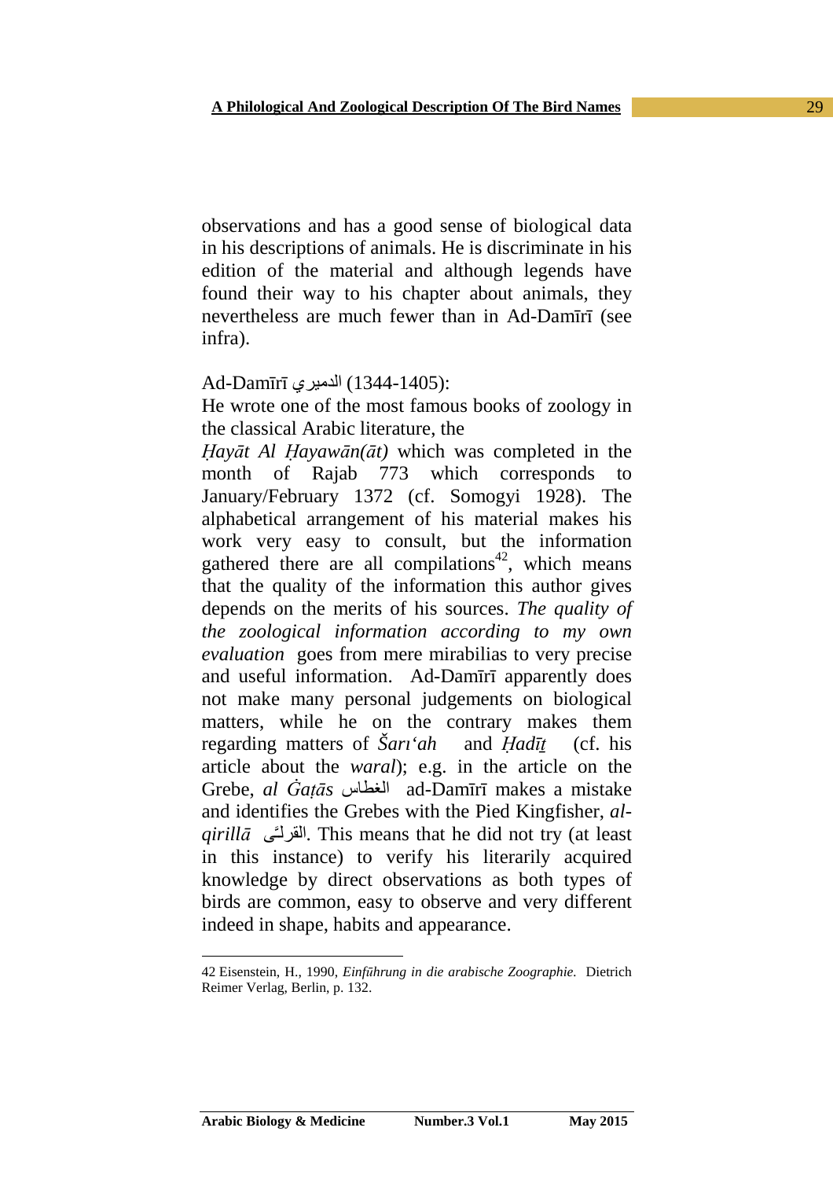observations and has a good sense of biological data in his descriptions of animals. He is discriminate in his edition of the material and although legends have found their way to his chapter about animals, they nevertheless are much fewer than in Ad-Damīrī (see infra).

Ad-Damīrī الدميري (1344-1405):

He wrote one of the most famous books of zoology in the classical Arabic literature, the *Ḥayāt Al Ḥayawān(āt)* which was completed in the month of Rajab 773 which corresponds to January/February 1372 (cf. Somogyi 1928). The alphabetical arrangement of his material makes his work very easy to consult, but the information gathered there are all compilations[42], which means that the quality of the information this author gives depends on the merits of his sources. *The quality of the zoological information according to my own evaluation* goes from mere mirabilias to very precise and useful information. Ad-Damīrī apparently does not make many personal judgements on biological matters, while he on the contrary makes them regarding matters of *Šarı‘ah* and *Ḥadīṯ* (cf. his article about the *waral*); e.g. in the article on the Grebe, *al Ġaṭās* الغطاس ad-Damīrī makes a mistake and identifies the Grebes with the Pied Kingfisher, *al-qirillā* القرلّى. This means that he did not try (at least in this instance) to verify his literarily acquired knowledge by direct observations as both types of birds are common, easy to observe and very different indeed in shape, habits and appearance.

---

42 Eisenstein, H., 1990, *Einfūhrung in die arabische Zoographie.* Dietrich Reimer Verlag, Berlin, p. 132.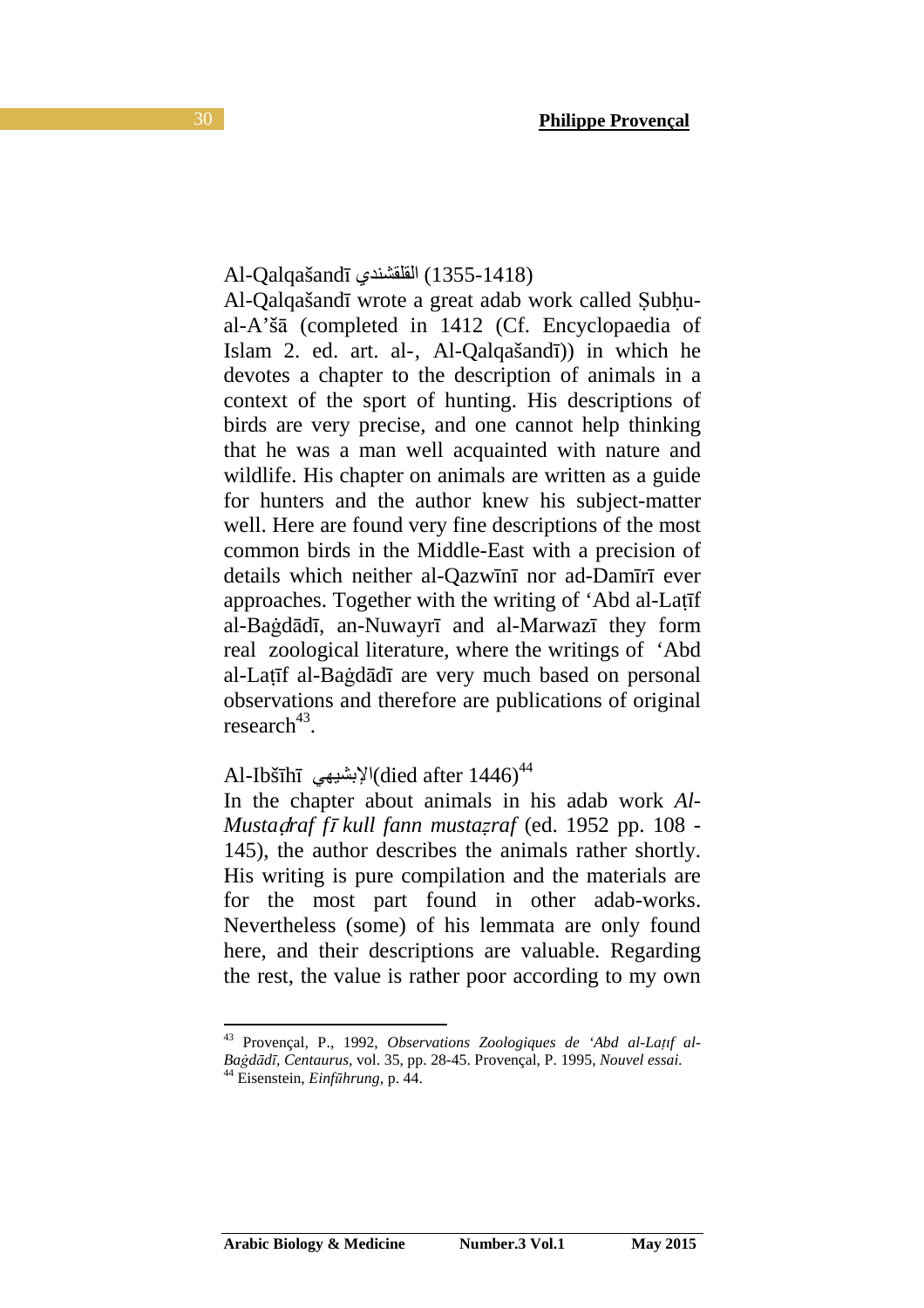Al-Qalqašandī القلقشندي (1355-1418)

Al-Qalqašandī wrote a great adab work called Ṣubḥu-al-A'šā (completed in 1412 (Cf. Encyclopaedia of Islam 2. ed. art. al-, Al-Qalqašandī)) in which he devotes a chapter to the description of animals in a context of the sport of hunting. His descriptions of birds are very precise, and one cannot help thinking that he was a man well acquainted with nature and wildlife. His chapter on animals are written as a guide for hunters and the author knew his subject-matter well. Here are found very fine descriptions of the most common birds in the Middle-East with a precision of details which neither al-Qazwīnī nor ad-Damīrī ever approaches. Together with the writing of 'Abd al-Laṭīf al-Baġdādī, an-Nuwayrī and al-Marwazī they form real zoological literature, where the writings of 'Abd al-Laṭīf al-Baġdādī are very much based on personal observations and therefore are publications of original research[43].

Al-Ibšīhī الإبشيهي (died after 1446)[44]

In the chapter about animals in his adab work *Al-Mustaḍraf fī kull fann mustaẓraf* (ed. 1952 pp. 108 - 145), the author describes the animals rather shortly. His writing is pure compilation and the materials are for the most part found in other adab-works. Nevertheless (some) of his lemmata are only found here, and their descriptions are valuable. Regarding the rest, the value is rather poor according to my own

---

[43] Provençal, P., 1992, *Observations Zoologiques de 'Abd al-Laṭıf al-Baġdādī*, *Centaurus*, vol. 35, pp. 28-45. Provençal, P. 1995, *Nouvel essai.*

[44] Eisenstein, *Einfūhrung*, p. 44.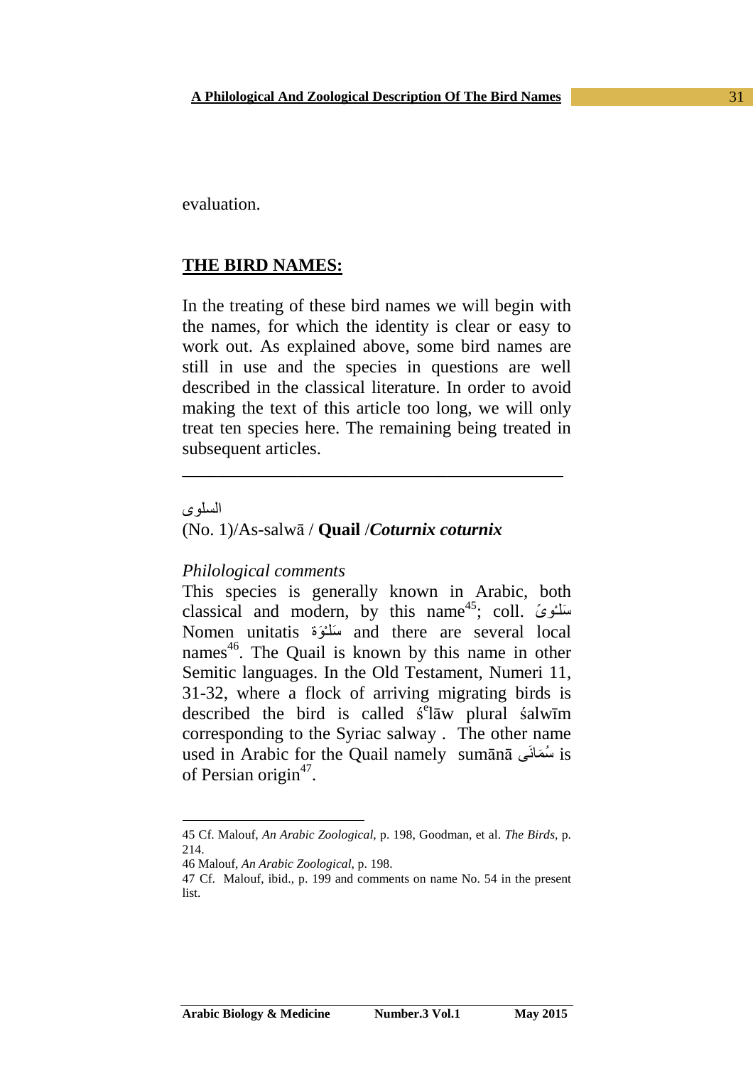evaluation.

## THE BIRD NAMES:

In the treating of these bird names we will begin with the names, for which the identity is clear or easy to work out. As explained above, some bird names are still in use and the species in questions are well described in the classical literature. In order to avoid making the text of this article too long, we will only treat ten species here. The remaining being treated in subsequent articles.

---

السلوى

(No. 1)/As-salwā / **Quail** /***Coturnix coturnix***

*Philological comments*

This species is generally known in Arabic, both classical and modern, by this name[45]; coll. سَلْوىً Nomen unitatis سَلْوَة and there are several local names[46]. The Quail is known by this name in other Semitic languages. In the Old Testament, Numeri 11, 31-32, where a flock of arriving migrating birds is described the bird is called ś[e]lāw plural śalwīm corresponding to the Syriac salway . The other name used in Arabic for the Quail namely sumānā سُمَانَى is of Persian origin[47].

---

45 Cf. Malouf, *An Arabic Zoological*, p. 198, Goodman, et al. *The Birds*, p. 214.

46 Malouf, *An Arabic Zoological*, p. 198.

47 Cf. Malouf, ibid., p. 199 and comments on name No. 54 in the present list.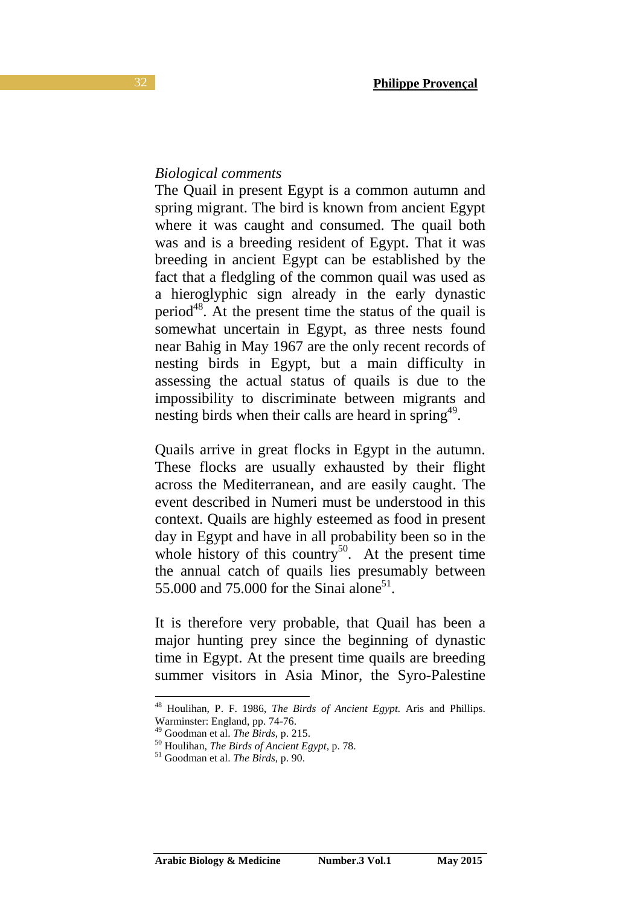*Biological comments*

The Quail in present Egypt is a common autumn and spring migrant. The bird is known from ancient Egypt where it was caught and consumed. The quail both was and is a breeding resident of Egypt. That it was breeding in ancient Egypt can be established by the fact that a fledgling of the common quail was used as a hieroglyphic sign already in the early dynastic period[48]. At the present time the status of the quail is somewhat uncertain in Egypt, as three nests found near Bahig in May 1967 are the only recent records of nesting birds in Egypt, but a main difficulty in assessing the actual status of quails is due to the impossibility to discriminate between migrants and nesting birds when their calls are heard in spring[49].

Quails arrive in great flocks in Egypt in the autumn. These flocks are usually exhausted by their flight across the Mediterranean, and are easily caught. The event described in Numeri must be understood in this context. Quails are highly esteemed as food in present day in Egypt and have in all probability been so in the whole history of this country[50]. At the present time the annual catch of quails lies presumably between 55.000 and 75.000 for the Sinai alone[51].

It is therefore very probable, that Quail has been a major hunting prey since the beginning of dynastic time in Egypt. At the present time quails are breeding summer visitors in Asia Minor, the Syro-Palestine

---

[48] Houlihan, P. F. 1986, *The Birds of Ancient Egypt.* Aris and Phillips. Warminster: England, pp. 74-76.

[49] Goodman et al. *The Birds*, p. 215.

[50] Houlihan, *The Birds of Ancient Egypt*, p. 78.

[51] Goodman et al. *The Birds*, p. 90.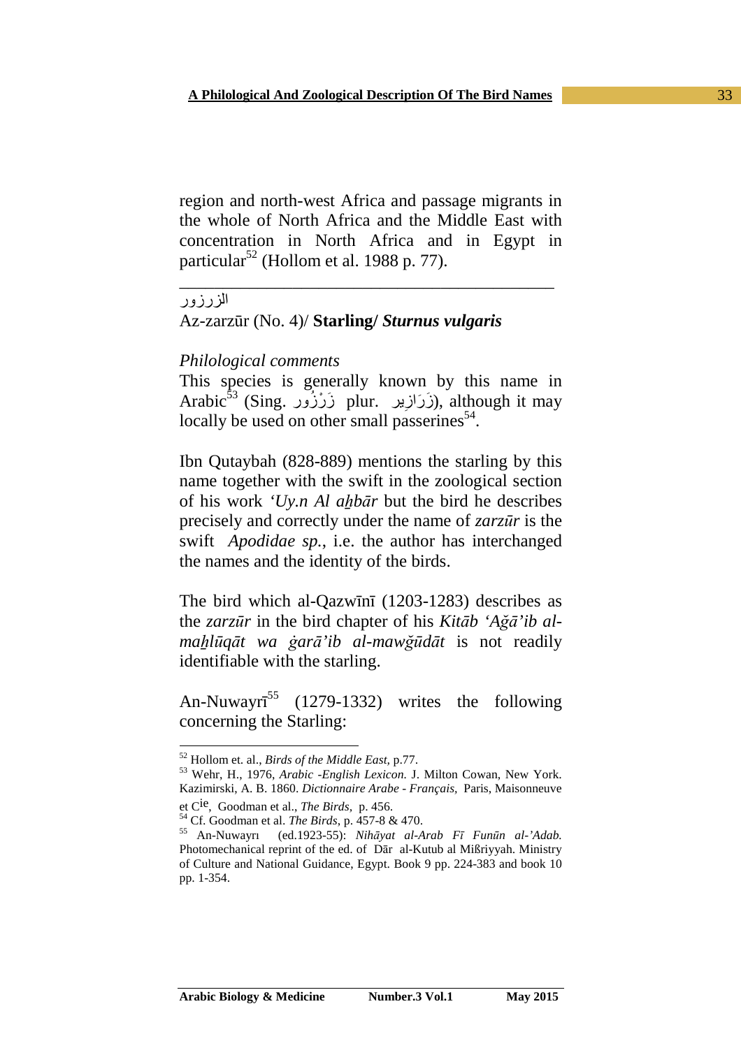region and north-west Africa and passage migrants in the whole of North Africa and the Middle East with concentration in North Africa and in Egypt in particular[52] (Hollom et al. 1988 p. 77).

---

الزرزور

Az-zarzūr (No. 4)/ **Starling/** ***Sturnus vulgaris***

*Philological comments*

This species is generally known by this name in Arabic[53] (Sing. زَرْزُور plur. زَرَازِير), although it may locally be used on other small passerines[54].

Ibn Qutaybah (828-889) mentions the starling by this name together with the swift in the zoological section of his work *'Uy.n Al aḫbār* but the bird he describes precisely and correctly under the name of *zarzūr* is the swift *Apodidae sp.*, i.e. the author has interchanged the names and the identity of the birds.

The bird which al-Qazwīnī (1203-1283) describes as the *zarzūr* in the bird chapter of his *Kitāb 'Ağā'ib al-maḫlūqāt wa ġarā'ib al-mawğūdāt* is not readily identifiable with the starling.

An-Nuwayrī[55] (1279-1332) writes the following concerning the Starling:

---

[52] Hollom et. al., *Birds of the Middle East,* p.77.

[53] Wehr, H., 1976, *Arabic -English Lexicon.* J. Milton Cowan, New York. Kazimirski, A. B. 1860. *Dictionnaire Arabe - Français,* Paris, Maisonneuve et C[ie], Goodman et al., *The Birds,* p. 456.

[54] Cf. Goodman et al. *The Birds,* p. 457-8 & 470.

[55] An-Nuwayrı (ed.1923-55): *Nihāyat al-Arab Fī Funūn al-'Adab.* Photomechanical reprint of the ed. of Dār al-Kutub al Mißriyyah. Ministry of Culture and National Guidance, Egypt. Book 9 pp. 224-383 and book 10 pp. 1-354.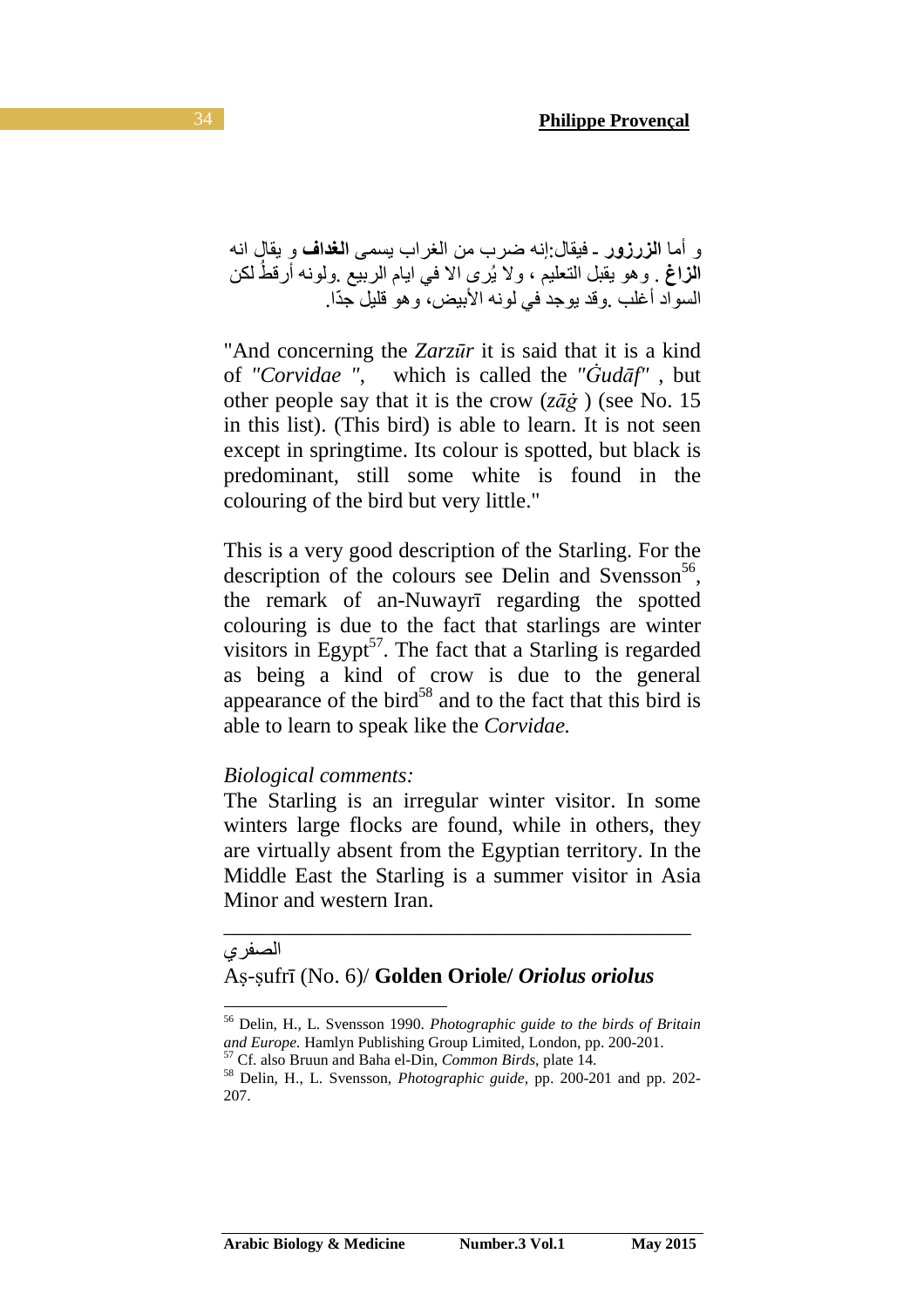و أما **الزرزور** ـ فيقال:إنه ضرب من الغراب يسمى **الغداف** و يقال انه **الزاغ** . وهو يقبل التعليم ، ولا يُرى الا في ايام الربيع .ولونه أرقطُ لكن السواد أغلب .وقد يوجد في لونه الأبيض، وهو قليل جدّا.

"And concerning the *Zarzūr* it is said that it is a kind of *"Corvidae "*, which is called the *"Ġudāf"* , but other people say that it is the crow (*zāġ* ) (see No. 15 in this list). (This bird) is able to learn. It is not seen except in springtime. Its colour is spotted, but black is predominant, still some white is found in the colouring of the bird but very little."

This is a very good description of the Starling. For the description of the colours see Delin and Svensson[56], the remark of an-Nuwayrī regarding the spotted colouring is due to the fact that starlings are winter visitors in Egypt[57]. The fact that a Starling is regarded as being a kind of crow is due to the general appearance of the bird[58] and to the fact that this bird is able to learn to speak like the *Corvidae.*

*Biological comments:*
The Starling is an irregular winter visitor. In some winters large flocks are found, while in others, they are virtually absent from the Egyptian territory. In the Middle East the Starling is a summer visitor in Asia Minor and western Iran.

---

الصفري
Aṣ-ṣufrī (No. 6)/ **Golden Oriole/** ***Oriolus oriolus***

---

[56] Delin, H., L. Svensson 1990. *Photographic guide to the birds of Britain and Europe.* Hamlyn Publishing Group Limited, London, pp. 200-201.
[57] Cf. also Bruun and Baha el-Din, *Common Birds*, plate 14.
[58] Delin, H., L. Svensson, *Photographic guide*, pp. 200-201 and pp. 202-207.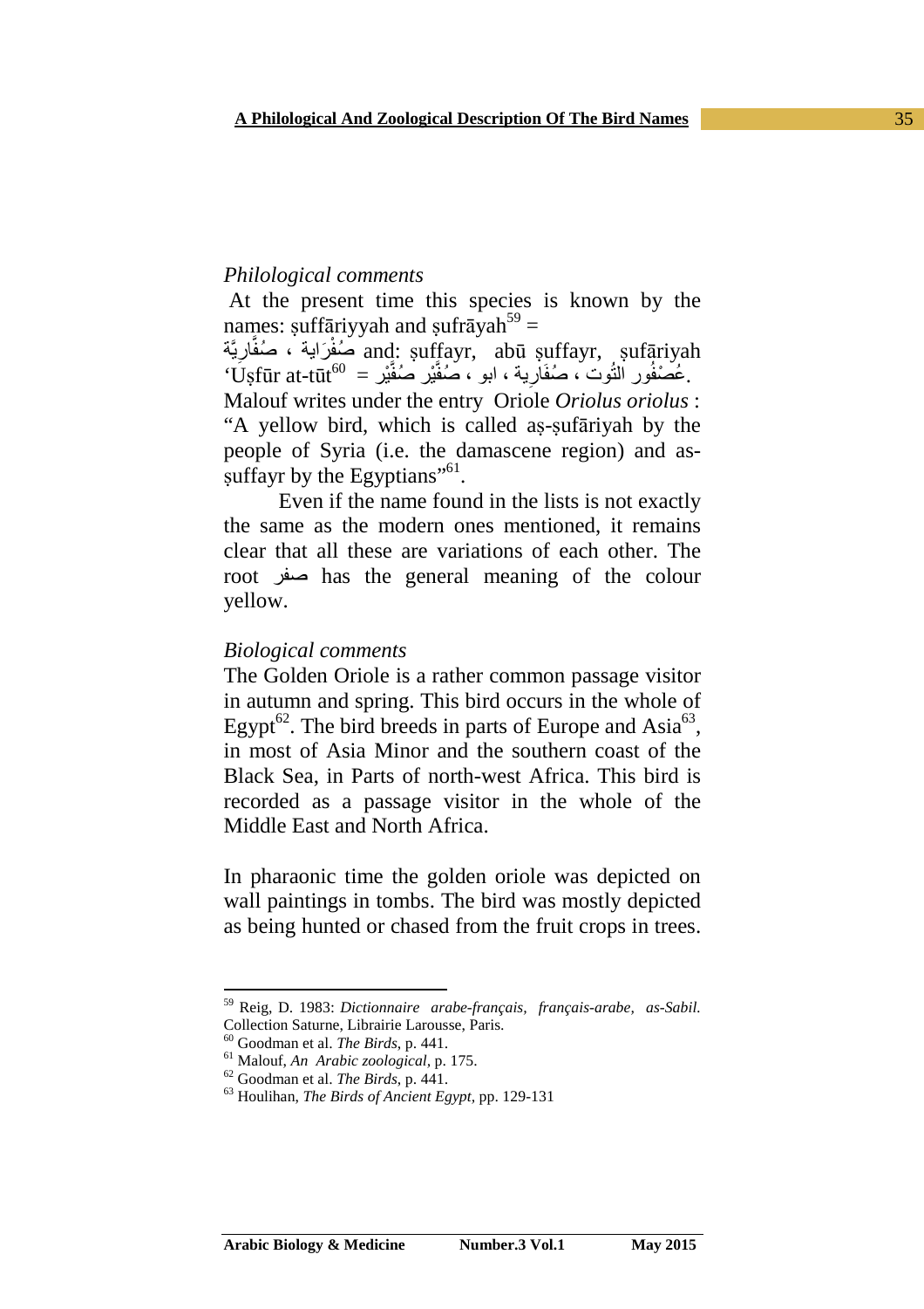*Philological comments*

At the present time this species is known by the names: ṣuffāriyyah and ṣufrāyah[59] =
صُفْرَاية ، صُفَّارِيَّة and: ṣuffayr, abū ṣuffayr, ṣufāriyah
‘Uṣfūr at-tūt[60] = صُفَّيْر صُفَيْر ، ابو ، صُفَارِية ، عُصْفُور التُّوت.

Malouf writes under the entry Oriole *Oriolus oriolus* : “A yellow bird, which is called aṣ-ṣufāriyah by the people of Syria (i.e. the damascene region) and as-ṣuffayr by the Egyptians”[61].

Even if the name found in the lists is not exactly the same as the modern ones mentioned, it remains clear that all these are variations of each other. The root صفر has the general meaning of the colour yellow.

*Biological comments*

The Golden Oriole is a rather common passage visitor in autumn and spring. This bird occurs in the whole of Egypt[62]. The bird breeds in parts of Europe and Asia[63], in most of Asia Minor and the southern coast of the Black Sea, in Parts of north-west Africa. This bird is recorded as a passage visitor in the whole of the Middle East and North Africa.

In pharaonic time the golden oriole was depicted on wall paintings in tombs. The bird was mostly depicted as being hunted or chased from the fruit crops in trees.

---

[59] Reig, D. 1983: *Dictionnaire arabe-français, français-arabe, as-Sabil.* Collection Saturne, Librairie Larousse, Paris.

[60] Goodman et al. *The Birds*, p. 441.

[61] Malouf, *An Arabic zoological*, p. 175.

[62] Goodman et al. *The Birds*, p. 441.

[63] Houlihan, *The Birds of Ancient Egypt*, pp. 129-131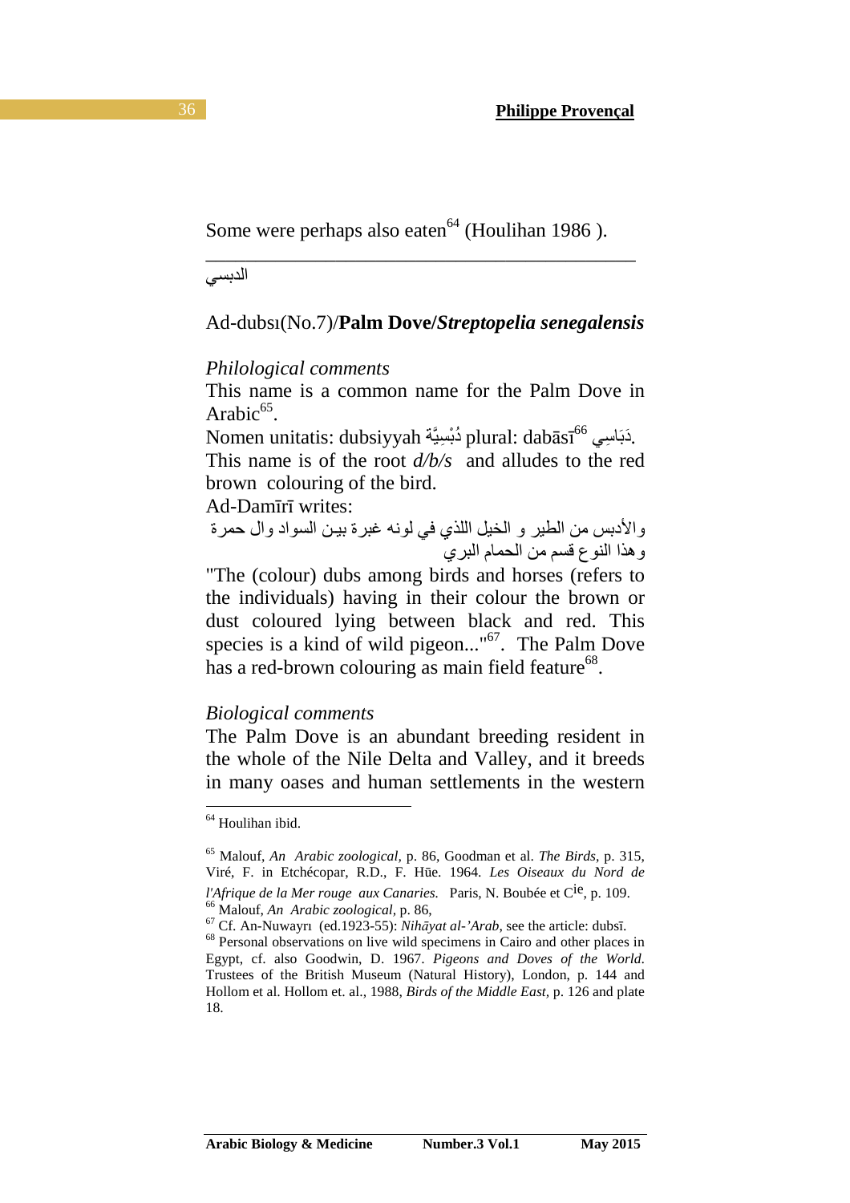Some were perhaps also eaten[64] (Houlihan 1986 ).

---

الدبسي

Ad-dubsı(No.7)/**Palm Dove/*Streptopelia senegalensis***

*Philological comments*

This name is a common name for the Palm Dove in Arabic[65].

Nomen unitatis: dubsiyyah دُبْسِيَّة plural: dabāsī[66] دَبَاسِي.

This name is of the root *d/b/s* and alludes to the red brown colouring of the bird.

Ad-Damīrī writes:

والأدبس من الطير و الخيل اللذي في لونه غبرة بين السواد وال حمرة وهذا النوع قسم من الحمام البري

"The (colour) dubs among birds and horses (refers to the individuals) having in their colour the brown or dust coloured lying between black and red. This species is a kind of wild pigeon..."[67]. The Palm Dove has a red-brown colouring as main field feature[68].

*Biological comments*

The Palm Dove is an abundant breeding resident in the whole of the Nile Delta and Valley, and it breeds in many oases and human settlements in the western

---

[64] Houlihan ibid.

[65] Malouf, *An Arabic zoological*, p. 86, Goodman et al. *The Birds*, p. 315, Viré, F. in Etchécopar, R.D., F. Hūe. 1964. *Les Oiseaux du Nord de l'Afrique de la Mer rouge aux Canaries.* Paris, N. Boubée et Cie, p. 109.

[66] Malouf, *An Arabic zoological*, p. 86,

[67] Cf. An-Nuwayrı (ed.1923-55): *Nihāyat al-'Arab*, see the article: dubsī.

[68] Personal observations on live wild specimens in Cairo and other places in Egypt, cf. also Goodwin, D. 1967. *Pigeons and Doves of the World.* Trustees of the British Museum (Natural History), London, p. 144 and Hollom et al. Hollom et. al., 1988, *Birds of the Middle East*, p. 126 and plate 18.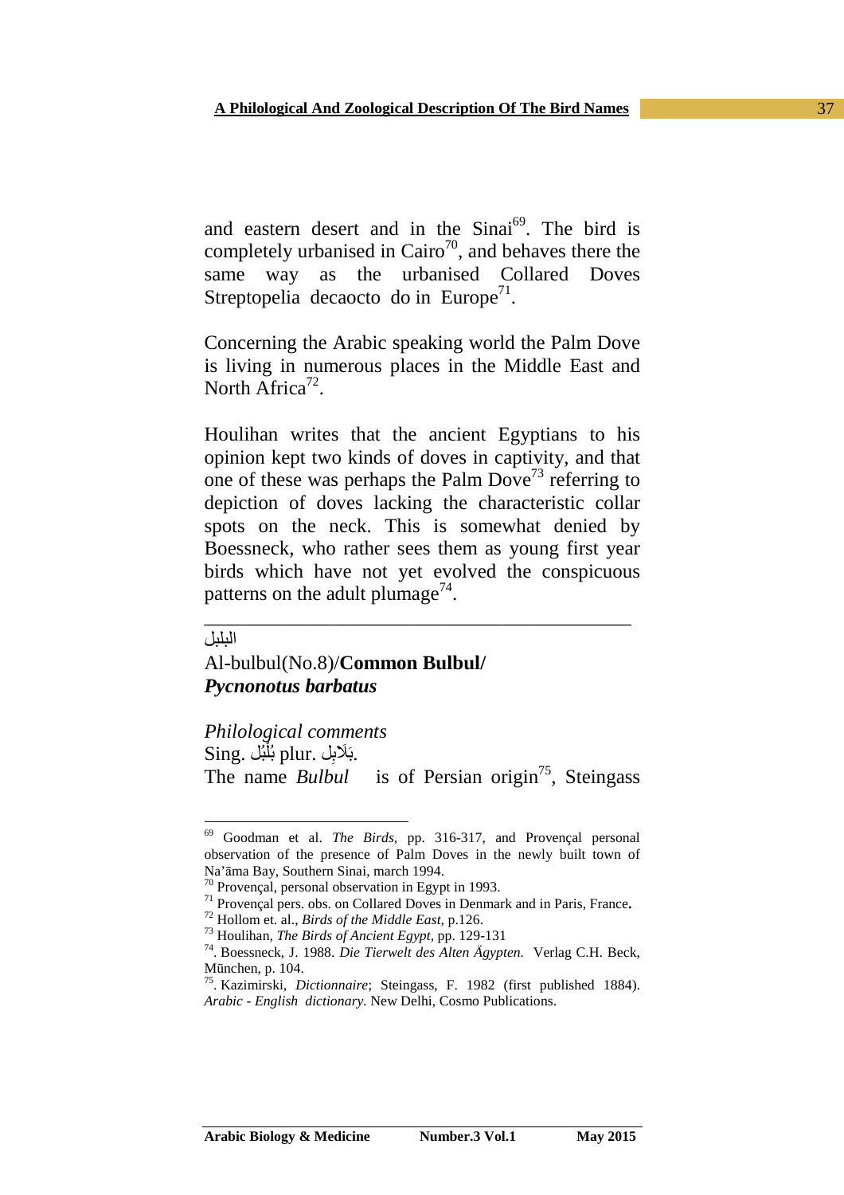and eastern desert and in the Sinai[69]. The bird is completely urbanised in Cairo[70], and behaves there the same way as the urbanised Collared Doves Streptopelia decaocto do in Europe[71].

Concerning the Arabic speaking world the Palm Dove is living in numerous places in the Middle East and North Africa[72].

Houlihan writes that the ancient Egyptians to his opinion kept two kinds of doves in captivity, and that one of these was perhaps the Palm Dove[73] referring to depiction of doves lacking the characteristic collar spots on the neck. This is somewhat denied by Boessneck, who rather sees them as young first year birds which have not yet evolved the conspicuous patterns on the adult plumage[74].

---

البلبل

Al-bulbul(No.8)/**Common Bulbul/** ***Pycnonotus barbatus***

*Philological comments*

Sing. بُلْبُل plur. بَلَابِل.

The name *Bulbul* is of Persian origin[75], Steingass

---

[69] Goodman et al. *The Birds*, pp. 316-317, and Provençal personal observation of the presence of Palm Doves in the newly built town of Na'āma Bay, Southern Sinai, march 1994.

[70] Provençal, personal observation in Egypt in 1993.

[71] Provençal pers. obs. on Collared Doves in Denmark and in Paris, France**.**

[72] Hollom et. al., *Birds of the Middle East,* p.126.

[73] Houlihan, *The Birds of Ancient Egypt,* pp. 129-131

[74]. Boessneck, J. 1988. *Die Tierwelt des Alten Ägypten.* Verlag C.H. Beck, Mūnchen, p. 104.

[75]. Kazimirski, *Dictionnaire*; Steingass, F. 1982 (first published 1884). *Arabic - English dictionary*. New Delhi, Cosmo Publications.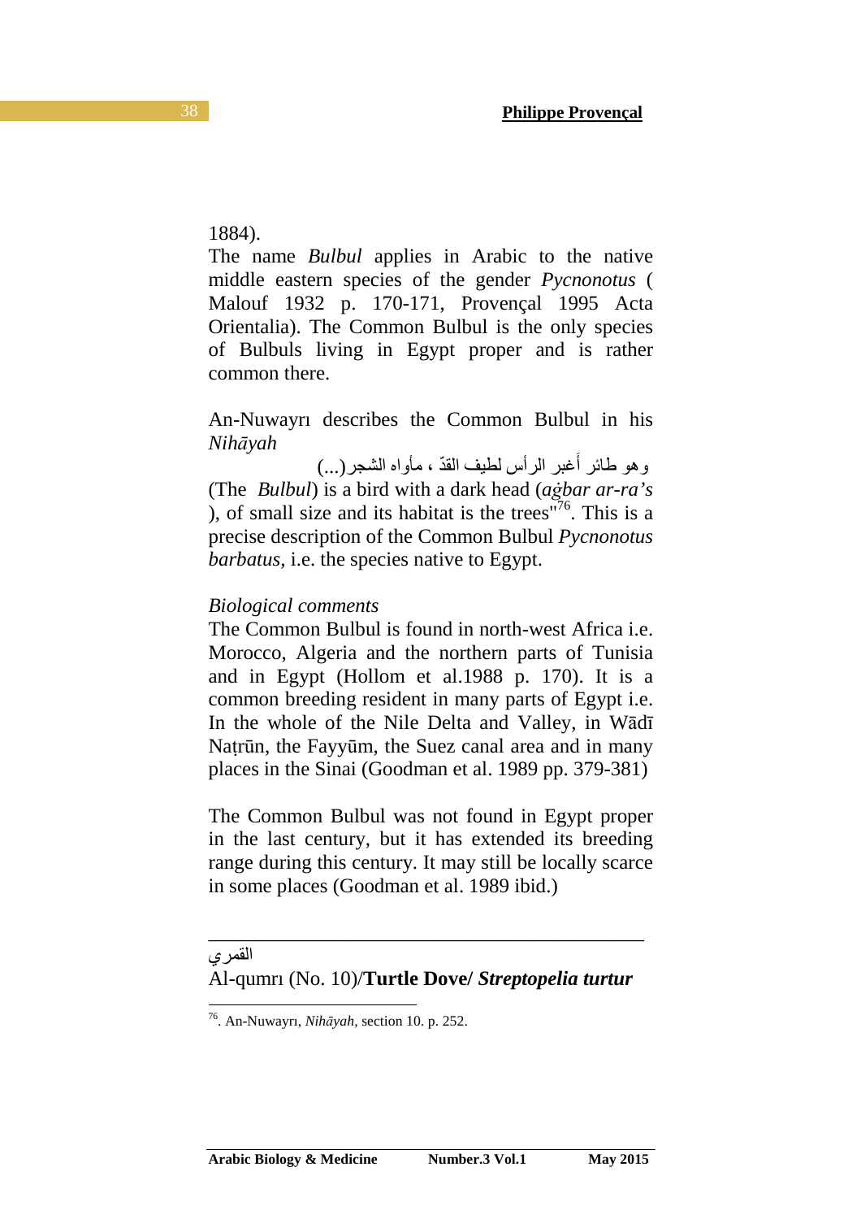1884).

The name *Bulbul* applies in Arabic to the native middle eastern species of the gender *Pycnonotus* ( Malouf 1932 p. 170-171, Provençal 1995 Acta Orientalia). The Common Bulbul is the only species of Bulbuls living in Egypt proper and is rather common there.

An-Nuwayrı describes the Common Bulbul in his *Nihāyah*

و هو طائر أَغبر الرأس لطيف القدّ ، مأواه الشجر (...)

(The *Bulbul*) is a bird with a dark head (*aġbar ar-ra's* ), of small size and its habitat is the trees"[76]. This is a precise description of the Common Bulbul *Pycnonotus barbatus,* i.e. the species native to Egypt.

*Biological comments*

The Common Bulbul is found in north-west Africa i.e. Morocco, Algeria and the northern parts of Tunisia and in Egypt (Hollom et al.1988 p. 170). It is a common breeding resident in many parts of Egypt i.e. In the whole of the Nile Delta and Valley, in Wādī Naṭrūn, the Fayyūm, the Suez canal area and in many places in the Sinai (Goodman et al. 1989 pp. 379-381)

The Common Bulbul was not found in Egypt proper in the last century, but it has extended its breeding range during this century. It may still be locally scarce in some places (Goodman et al. 1989 ibid.)

---

القمري

Al-qumrı (No. 10)/**Turtle Dove/ *Streptopelia turtur***

[76]. An-Nuwayrı, *Nihāyah,* section 10. p. 252.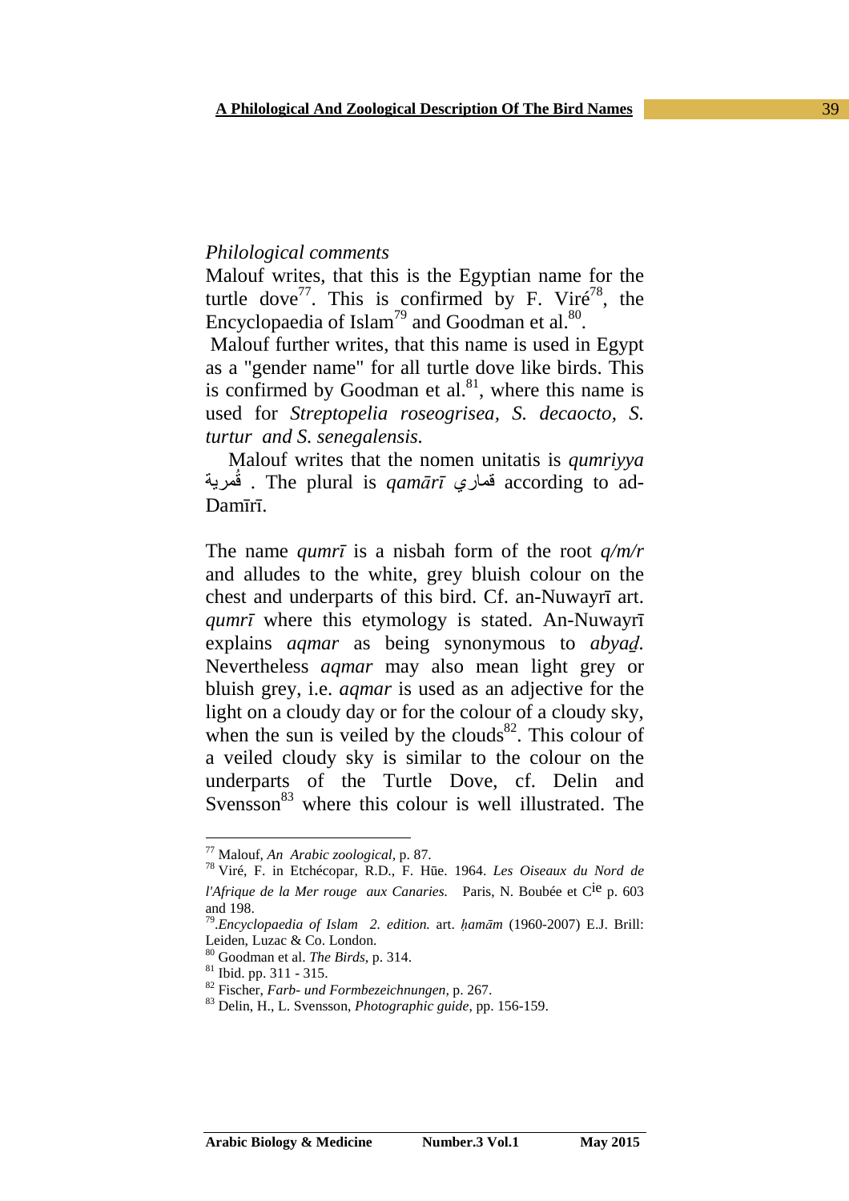*Philological comments*

Malouf writes, that this is the Egyptian name for the turtle dove[77]. This is confirmed by F. Viré[78], the Encyclopaedia of Islam[79] and Goodman et al.[80].

Malouf further writes, that this name is used in Egypt as a "gender name" for all turtle dove like birds. This is confirmed by Goodman et al.[81], where this name is used for *Streptopelia roseogrisea, S. decaocto, S. turtur and S. senegalensis.*

Malouf writes that the nomen unitatis is *qumriyya* قُمرية . The plural is *qamārī* قماري according to ad-Damīrī.

The name *qumrī* is a nisbah form of the root *q/m/r* and alludes to the white, grey bluish colour on the chest and underparts of this bird. Cf. an-Nuwayrī art. *qumrī* where this etymology is stated. An-Nuwayrī explains *aqmar* as being synonymous to *abyaḏ.* Nevertheless *aqmar* may also mean light grey or bluish grey, i.e. *aqmar* is used as an adjective for the light on a cloudy day or for the colour of a cloudy sky, when the sun is veiled by the clouds[82]. This colour of a veiled cloudy sky is similar to the colour on the underparts of the Turtle Dove, cf. Delin and Svensson[83] where this colour is well illustrated. The

---

[77] Malouf, *An Arabic zoological*, p. 87.

[78] Viré, F. in Etchécopar, R.D., F. Hūe. 1964. *Les Oiseaux du Nord de l'Afrique de la Mer rouge aux Canaries.* Paris, N. Boubée et Cie p. 603 and 198.

[79] *Encyclopaedia of Islam 2. edition.* art. *ḥamām* (1960-2007) E.J. Brill: Leiden, Luzac & Co. London.

[80] Goodman et al. *The Birds*, p. 314.

[81] Ibid. pp. 311 - 315.

[82] Fischer, *Farb- und Formbezeichnungen*, p. 267.

[83] Delin, H., L. Svensson, *Photographic guide*, pp. 156-159.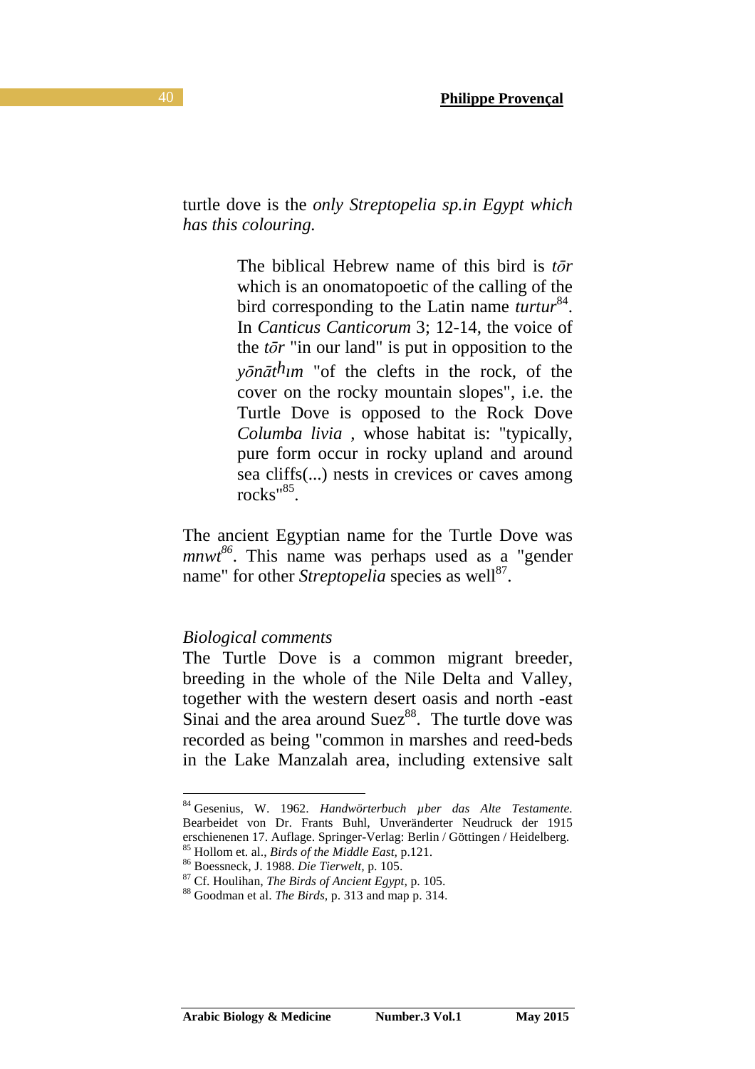turtle dove is the *only Streptopelia sp.in Egypt which has this colouring.*

> The biblical Hebrew name of this bird is *tōr* which is an onomatopoetic of the calling of the bird corresponding to the Latin name *turtur*[84]. In *Canticus Canticorum* 3; 12-14, the voice of the *tōr* "in our land" is put in opposition to the *yōnāt*$^{h}$*ım* "of the clefts in the rock, of the cover on the rocky mountain slopes", i.e. the Turtle Dove is opposed to the Rock Dove *Columba livia* , whose habitat is: "typically, pure form occur in rocky upland and around sea cliffs(...) nests in crevices or caves among rocks"[85].

The ancient Egyptian name for the Turtle Dove was *mnwt*[86]. This name was perhaps used as a "gender name" for other *Streptopelia* species as well[87].

*Biological comments*

The Turtle Dove is a common migrant breeder, breeding in the whole of the Nile Delta and Valley, together with the western desert oasis and north -east Sinai and the area around Suez[88]. The turtle dove was recorded as being "common in marshes and reed-beds in the Lake Manzalah area, including extensive salt

---

[84] Gesenius, W. 1962. *Handwörterbuch µber das Alte Testamente.* Bearbeidet von Dr. Frants Buhl, Unveränderter Neudruck der 1915 erschienenen 17. Auflage. Springer-Verlag: Berlin / Göttingen / Heidelberg.

[85] Hollom et. al., *Birds of the Middle East*, p.121.

[86] Boessneck, J. 1988. *Die Tierwelt*, p. 105.

[87] Cf. Houlihan, *The Birds of Ancient Egypt*, p. 105.

[88] Goodman et al. *The Birds*, p. 313 and map p. 314.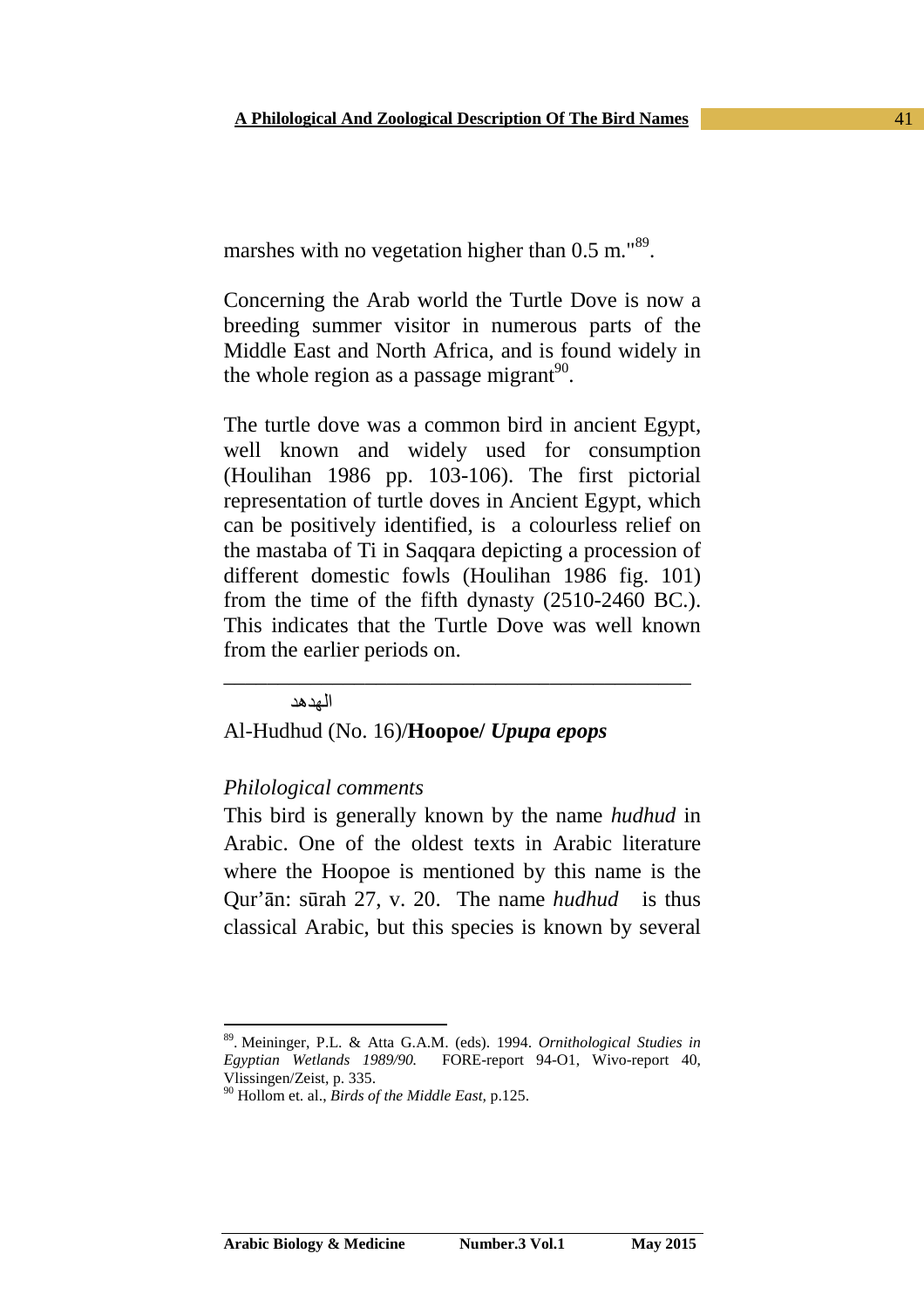marshes with no vegetation higher than 0.5 m."[89].

Concerning the Arab world the Turtle Dove is now a breeding summer visitor in numerous parts of the Middle East and North Africa, and is found widely in the whole region as a passage migrant[90].

The turtle dove was a common bird in ancient Egypt, well known and widely used for consumption (Houlihan 1986 pp. 103-106). The first pictorial representation of turtle doves in Ancient Egypt, which can be positively identified, is a colourless relief on the mastaba of Ti in Saqqara depicting a procession of different domestic fowls (Houlihan 1986 fig. 101) from the time of the fifth dynasty (2510-2460 BC.). This indicates that the Turtle Dove was well known from the earlier periods on.

---

الهدهد

Al-Hudhud (No. 16)/**Hoopoe/ *Upupa epops***

*Philological comments*

This bird is generally known by the name *hudhud* in Arabic. One of the oldest texts in Arabic literature where the Hoopoe is mentioned by this name is the Qur'ān: sūrah 27, v. 20. The name *hudhud* is thus classical Arabic, but this species is known by several

---

[89]. Meininger, P.L. & Atta G.A.M. (eds). 1994. *Ornithological Studies in Egyptian Wetlands 1989/90.* FORE-report 94-O1, Wivo-report 40, Vlissingen/Zeist, p. 335.

[90] Hollom et. al., *Birds of the Middle East,* p.125.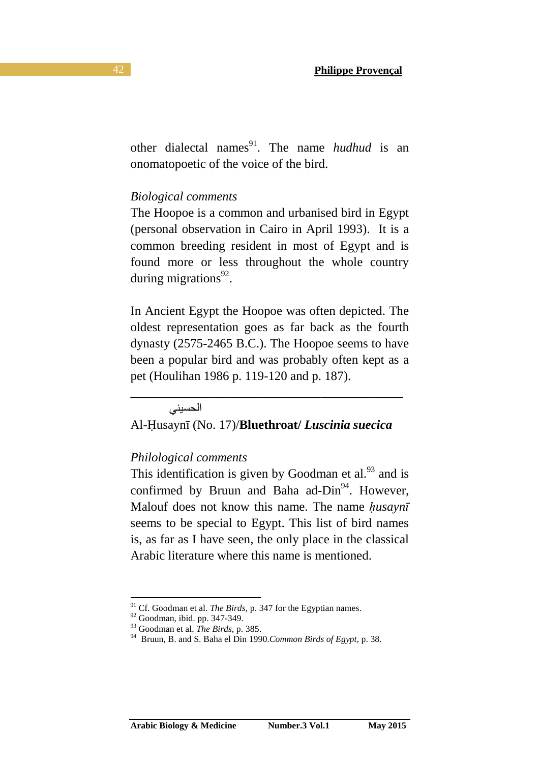other dialectal names[91]. The name *hudhud* is an onomatopoetic of the voice of the bird.

*Biological comments*

The Hoopoe is a common and urbanised bird in Egypt (personal observation in Cairo in April 1993). It is a common breeding resident in most of Egypt and is found more or less throughout the whole country during migrations[92].

In Ancient Egypt the Hoopoe was often depicted. The oldest representation goes as far back as the fourth dynasty (2575-2465 B.C.). The Hoopoe seems to have been a popular bird and was probably often kept as a pet (Houlihan 1986 p. 119-120 and p. 187).

---

الحسيني

Al-Ḥusaynī (No. 17)/**Bluethroat/ *Luscinia suecica***

*Philological comments*

This identification is given by Goodman et al.[93] and is confirmed by Bruun and Baha ad-Din[94]. However, Malouf does not know this name. The name *ḥusaynī* seems to be special to Egypt. This list of bird names is, as far as I have seen, the only place in the classical Arabic literature where this name is mentioned.

---

[91] Cf. Goodman et al. *The Birds*, p. 347 for the Egyptian names.

[92] Goodman, ibid. pp. 347-349.

[93] Goodman et al. *The Birds*, p. 385.

[94] Bruun, B. and S. Baha el Din 1990.*Common Birds of Egypt*, p. 38.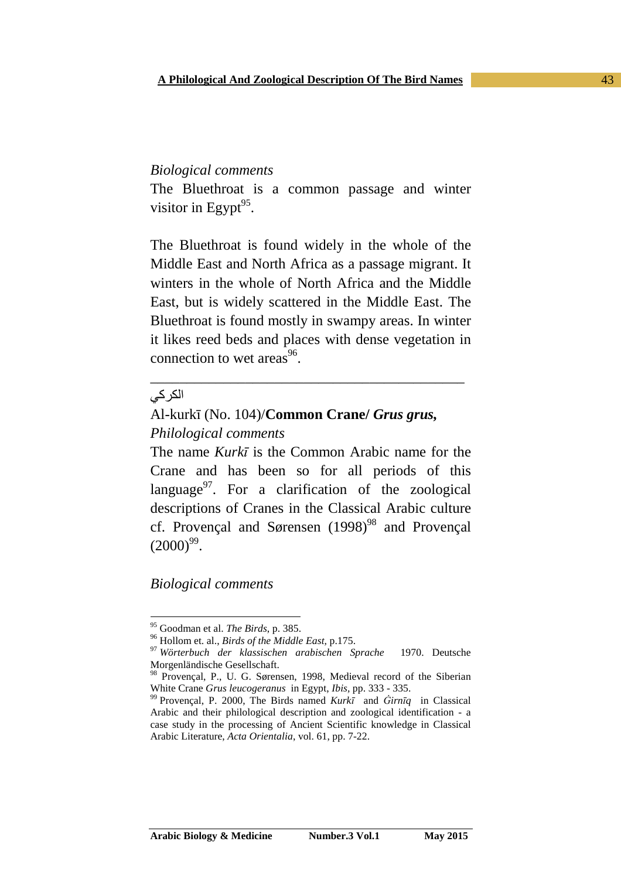*Biological comments*

The Bluethroat is a common passage and winter visitor in Egypt[95].

The Bluethroat is found widely in the whole of the Middle East and North Africa as a passage migrant. It winters in the whole of North Africa and the Middle East, but is widely scattered in the Middle East. The Bluethroat is found mostly in swampy areas. In winter it likes reed beds and places with dense vegetation in connection to wet areas[96].

---

الكركي

Al-kurkī (No. 104)/**Common Crane/ *Grus grus*,**

*Philological comments*

The name *Kurkī* is the Common Arabic name for the Crane and has been so for all periods of this language[97]. For a clarification of the zoological descriptions of Cranes in the Classical Arabic culture cf. Provençal and Sørensen (1998)[98] and Provençal (2000)[99].

*Biological comments*

---

[95] Goodman et al. *The Birds*, p. 385.

[96] Hollom et. al., *Birds of the Middle East*, p.175.

[97] *Wörterbuch der klassischen arabischen Sprache* 1970. Deutsche Morgenländische Gesellschaft.

[98] Provençal, P., U. G. Sørensen, 1998, Medieval record of the Siberian White Crane *Grus leucogeranus* in Egypt, *Ibis*, pp. 333 - 335.

[99] Provençal, P. 2000, The Birds named *Kurkī* and *Ġirnīq* in Classical Arabic and their philological description and zoological identification - a case study in the processing of Ancient Scientific knowledge in Classical Arabic Literature, *Acta Orientalia*, vol. 61, pp. 7-22.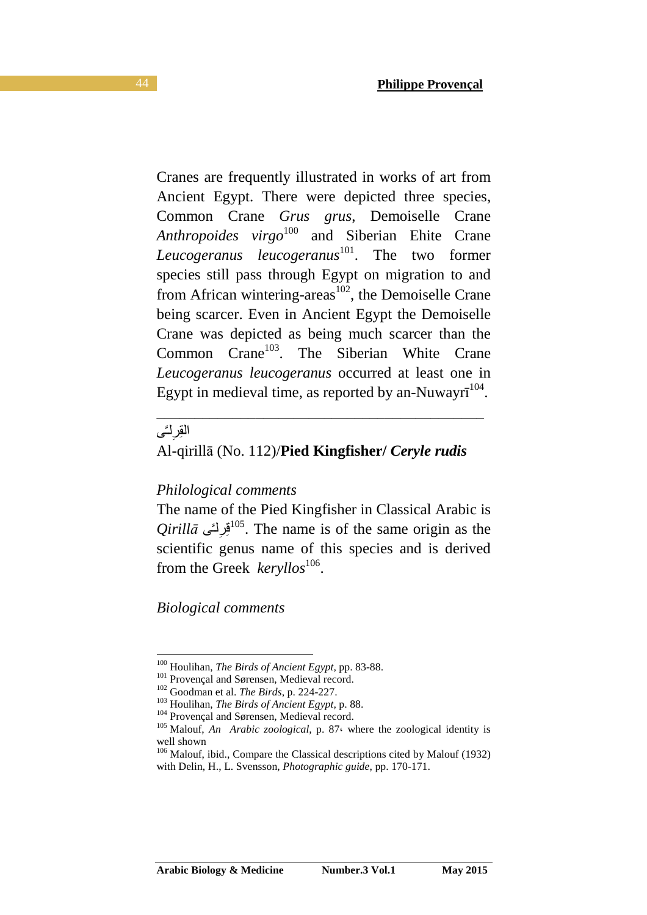Cranes are frequently illustrated in works of art from Ancient Egypt. There were depicted three species, Common Crane *Grus grus*, Demoiselle Crane *Anthropoides virgo*[100] and Siberian Ehite Crane *Leucogeranus leucogeranus*[101]. The two former species still pass through Egypt on migration to and from African wintering-areas[102], the Demoiselle Crane being scarcer. Even in Ancient Egypt the Demoiselle Crane was depicted as being much scarcer than the Common Crane[103]. The Siberian White Crane *Leucogeranus leucogeranus* occurred at least one in Egypt in medieval time, as reported by an-Nuwayrī[104].

---

القِرِلـَّى

Al-qirillā (No. 112)/**Pied Kingfisher/ *Ceryle rudis***

*Philological comments*

The name of the Pied Kingfisher in Classical Arabic is *Qirillā* قِرِلـَّى[105]. The name is of the same origin as the scientific genus name of this species and is derived from the Greek *keryllos*[106].

*Biological comments*

---

[100] Houlihan, *The Birds of Ancient Egypt*, pp. 83-88.

[101] Provençal and Sørensen, Medieval record.

[102] Goodman et al. *The Birds*, p. 224-227.

[103] Houlihan, *The Birds of Ancient Egypt*, p. 88.

[104] Provençal and Sørensen, Medieval record.

[105] Malouf, *An Arabic zoological*, p. 87، where the zoological identity is well shown

[106] Malouf, ibid., Compare the Classical descriptions cited by Malouf (1932) with Delin, H., L. Svensson, *Photographic guide*, pp. 170-171.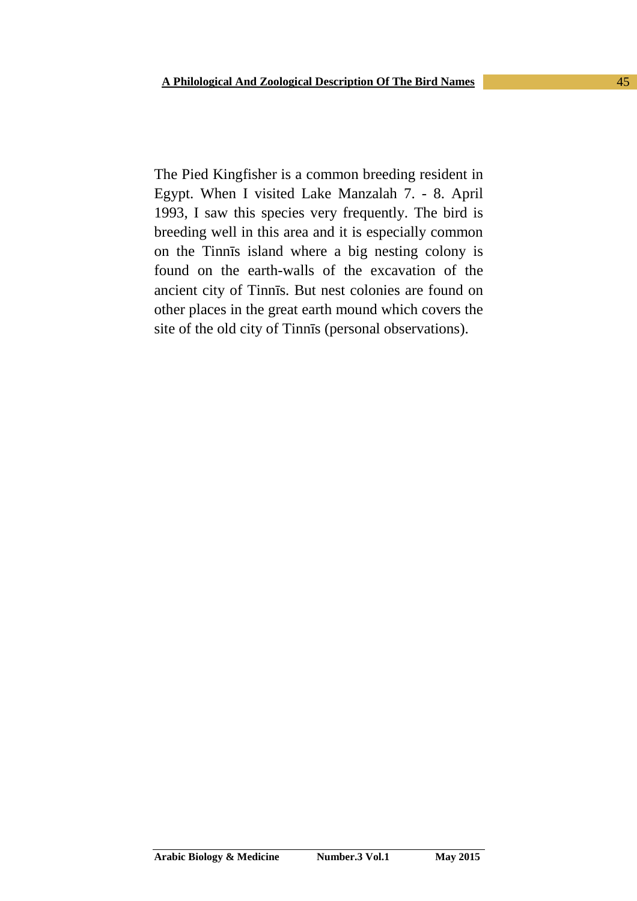The Pied Kingfisher is a common breeding resident in Egypt. When I visited Lake Manzalah 7. - 8. April 1993, I saw this species very frequently. The bird is breeding well in this area and it is especially common on the Tinnīs island where a big nesting colony is found on the earth-walls of the excavation of the ancient city of Tinnīs. But nest colonies are found on other places in the great earth mound which covers the site of the old city of Tinnīs (personal observations).